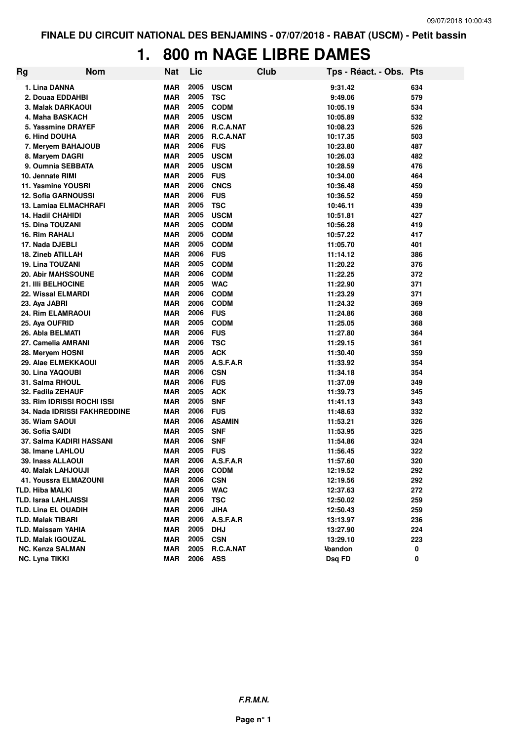FINALE DU CIRCUIT NATIONAL DES BENJAMINS - 07/07/2018 - RABAT (USCM) - Petit bassin

# 1. 800 m NAGE LIBRE DAMES

| Rg | Nom | Nat | Lic | Club | Tps - Réact. - Obs. | Pts |
|---|---|---|---|---|---|---|
| 1. | Lina DANNA | MAR | 2005 | USCM | 9:31.42 | 634 |
| 2. | Douaa EDDAHBI | MAR | 2005 | TSC | 9:49.06 | 579 |
| 3. | Malak DARKAOUI | MAR | 2005 | CODM | 10:05.19 | 534 |
| 4. | Maha BASKACH | MAR | 2005 | USCM | 10:05.89 | 532 |
| 5. | Yassmine DRAYEF | MAR | 2006 | R.C.A.NAT | 10:08.23 | 526 |
| 6. | Hind DOUHA | MAR | 2005 | R.C.A.NAT | 10:17.35 | 503 |
| 7. | Meryem BAHAJOUB | MAR | 2006 | FUS | 10:23.80 | 487 |
| 8. | Maryem DAGRI | MAR | 2005 | USCM | 10:26.03 | 482 |
| 9. | Oumnia SEBBATA | MAR | 2005 | USCM | 10:28.59 | 476 |
| 10. | Jennate RIMI | MAR | 2005 | FUS | 10:34.00 | 464 |
| 11. | Yasmine YOUSRI | MAR | 2006 | CNCS | 10:36.48 | 459 |
| 12. | Sofia GARNOUSSI | MAR | 2006 | FUS | 10:36.52 | 459 |
| 13. | Lamiaa ELMACHRAFI | MAR | 2005 | TSC | 10:46.11 | 439 |
| 14. | Hadil CHAHIDI | MAR | 2005 | USCM | 10:51.81 | 427 |
| 15. | Dina TOUZANI | MAR | 2005 | CODM | 10:56.28 | 419 |
| 16. | Rim RAHALI | MAR | 2005 | CODM | 10:57.22 | 417 |
| 17. | Nada DJEBLI | MAR | 2005 | CODM | 11:05.70 | 401 |
| 18. | Zineb ATILLAH | MAR | 2006 | FUS | 11:14.12 | 386 |
| 19. | Lina TOUZANI | MAR | 2005 | CODM | 11:20.22 | 376 |
| 20. | Abir MAHSSOUNE | MAR | 2006 | CODM | 11:22.25 | 372 |
| 21. | Illi BELHOCINE | MAR | 2005 | WAC | 11:22.90 | 371 |
| 22. | Wissal ELMARDI | MAR | 2006 | CODM | 11:23.29 | 371 |
| 23. | Aya JABRI | MAR | 2006 | CODM | 11:24.32 | 369 |
| 24. | Rim ELAMRAOUI | MAR | 2006 | FUS | 11:24.86 | 368 |
| 25. | Aya OUFRID | MAR | 2005 | CODM | 11:25.05 | 368 |
| 26. | Abla BELMATI | MAR | 2006 | FUS | 11:27.80 | 364 |
| 27. | Camelia AMRANI | MAR | 2006 | TSC | 11:29.15 | 361 |
| 28. | Meryem HOSNI | MAR | 2005 | ACK | 11:30.40 | 359 |
| 29. | Alae ELMEKKAOUI | MAR | 2005 | A.S.F.A.R | 11:33.92 | 354 |
| 30. | Lina YAQOUBI | MAR | 2006 | CSN | 11:34.18 | 354 |
| 31. | Salma RHOUL | MAR | 2006 | FUS | 11:37.09 | 349 |
| 32. | Fadila ZEHAUF | MAR | 2005 | ACK | 11:39.73 | 345 |
| 33. | Rim IDRISSI ROCHI ISSI | MAR | 2005 | SNF | 11:41.13 | 343 |
| 34. | Nada IDRISSI FAKHREDDINE | MAR | 2006 | FUS | 11:48.63 | 332 |
| 35. | Wiam SAOUI | MAR | 2006 | ASAMIN | 11:53.21 | 326 |
| 36. | Sofia SAIDI | MAR | 2005 | SNF | 11:53.95 | 325 |
| 37. | Salma KADIRI HASSANI | MAR | 2006 | SNF | 11:54.86 | 324 |
| 38. | Imane LAHLOU | MAR | 2005 | FUS | 11:56.45 | 322 |
| 39. | Inass ALLAOUI | MAR | 2006 | A.S.F.A.R | 11:57.60 | 320 |
| 40. | Malak LAHJOUJI | MAR | 2006 | CODM | 12:19.52 | 292 |
| 41. | Youssra ELMAZOUNI | MAR | 2006 | CSN | 12:19.56 | 292 |
| TLD. | Hiba MALKI | MAR | 2005 | WAC | 12:37.63 | 272 |
| TLD. | Israa LAHLAISSI | MAR | 2006 | TSC | 12:50.02 | 259 |
| TLD. | Lina EL OUADIH | MAR | 2006 | JIHA | 12:50.43 | 259 |
| TLD. | Malak TIBARI | MAR | 2006 | A.S.F.A.R | 13:13.97 | 236 |
| TLD. | Maissam YAHIA | MAR | 2005 | DHJ | 13:27.90 | 224 |
| TLD. | Malak IGOUZAL | MAR | 2005 | CSN | 13:29.10 | 223 |
| NC. | Kenza SALMAN | MAR | 2005 | R.C.A.NAT | Abandon | 0 |
| NC. | Lyna TIKKI | MAR | 2006 | ASS | Dsq FD | 0 |

*F.R.M.N.*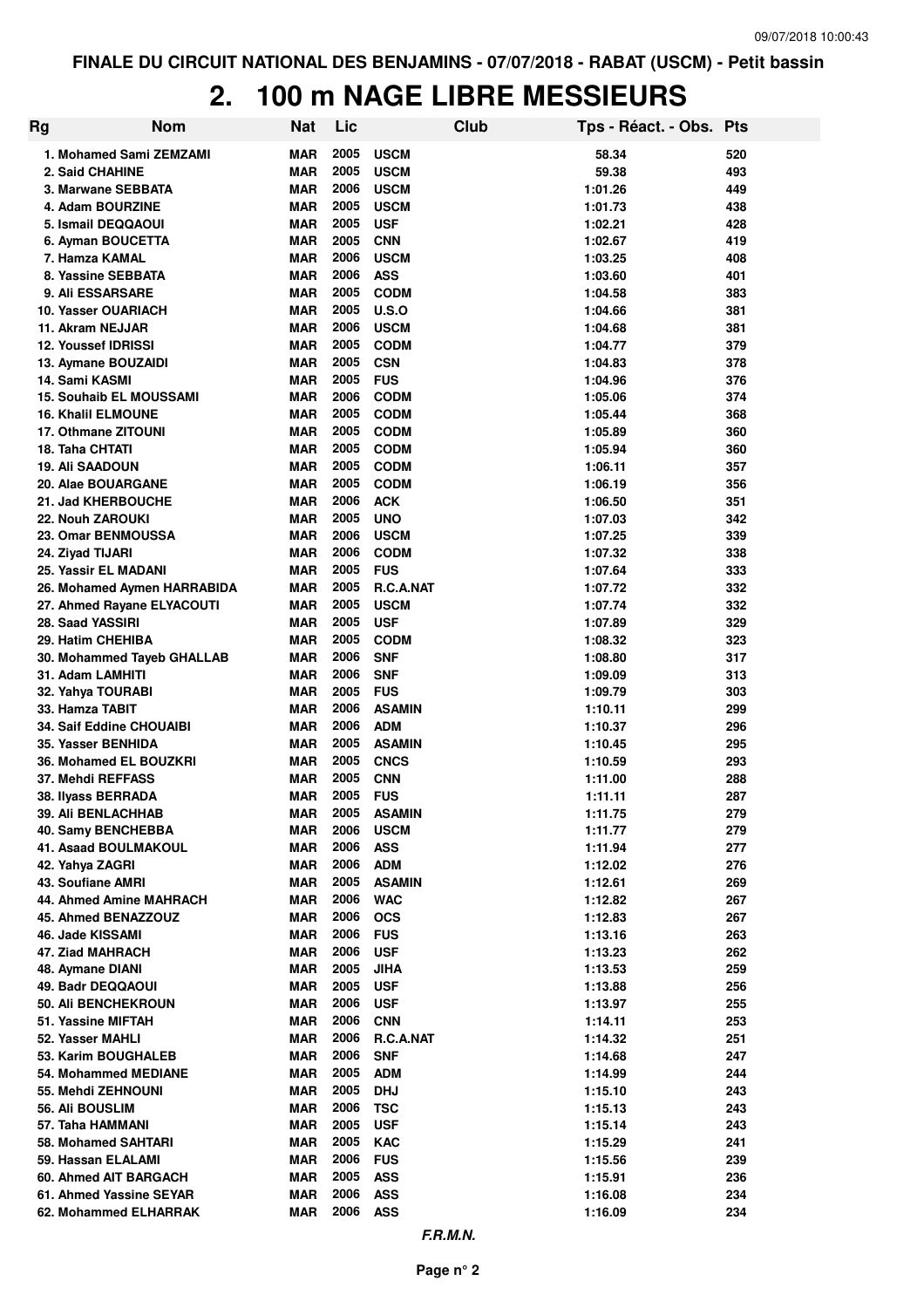FINALE DU CIRCUIT NATIONAL DES BENJAMINS - 07/07/2018 - RABAT (USCM) - Petit bassin

# 2. 100 m NAGE LIBRE MESSIEURS

| Rg | Nom | Nat | Lic | Club | Tps - Réact. - Obs. | Pts |
|---|---|---|---|---|---|---|
| 1. | Mohamed Sami ZEMZAMI | MAR | 2005 | USCM | 58.34 | 520 |
| 2. | Said CHAHINE | MAR | 2005 | USCM | 59.38 | 493 |
| 3. | Marwane SEBBATA | MAR | 2006 | USCM | 1:01.26 | 449 |
| 4. | Adam BOURZINE | MAR | 2005 | USCM | 1:01.73 | 438 |
| 5. | Ismail DEQQAOUI | MAR | 2005 | USF | 1:02.21 | 428 |
| 6. | Ayman BOUCETTA | MAR | 2005 | CNN | 1:02.67 | 419 |
| 7. | Hamza KAMAL | MAR | 2006 | USCM | 1:03.25 | 408 |
| 8. | Yassine SEBBATA | MAR | 2006 | ASS | 1:03.60 | 401 |
| 9. | Ali ESSARSARE | MAR | 2005 | CODM | 1:04.58 | 383 |
| 10. | Yasser OUARIACH | MAR | 2005 | U.S.O | 1:04.66 | 381 |
| 11. | Akram NEJJAR | MAR | 2006 | USCM | 1:04.68 | 381 |
| 12. | Youssef IDRISSI | MAR | 2005 | CODM | 1:04.77 | 379 |
| 13. | Aymane BOUZAIDI | MAR | 2005 | CSN | 1:04.83 | 378 |
| 14. | Sami KASMI | MAR | 2005 | FUS | 1:04.96 | 376 |
| 15. | Souhaib EL MOUSSAMI | MAR | 2006 | CODM | 1:05.06 | 374 |
| 16. | Khalil ELMOUNE | MAR | 2005 | CODM | 1:05.44 | 368 |
| 17. | Othmane ZITOUNI | MAR | 2005 | CODM | 1:05.89 | 360 |
| 18. | Taha CHTATI | MAR | 2005 | CODM | 1:05.94 | 360 |
| 19. | Ali SAADOUN | MAR | 2005 | CODM | 1:06.11 | 357 |
| 20. | Alae BOUARGANE | MAR | 2005 | CODM | 1:06.19 | 356 |
| 21. | Jad KHERBOUCHE | MAR | 2006 | ACK | 1:06.50 | 351 |
| 22. | Nouh ZAROUKI | MAR | 2005 | UNO | 1:07.03 | 342 |
| 23. | Omar BENMOUSSA | MAR | 2006 | USCM | 1:07.25 | 339 |
| 24. | Ziyad TIJARI | MAR | 2006 | CODM | 1:07.32 | 338 |
| 25. | Yassir EL MADANI | MAR | 2005 | FUS | 1:07.64 | 333 |
| 26. | Mohamed Aymen HARRABIDA | MAR | 2005 | R.C.A.NAT | 1:07.72 | 332 |
| 27. | Ahmed Rayane ELYACOUTI | MAR | 2005 | USCM | 1:07.74 | 332 |
| 28. | Saad YASSIRI | MAR | 2005 | USF | 1:07.89 | 329 |
| 29. | Hatim CHEHIBA | MAR | 2005 | CODM | 1:08.32 | 323 |
| 30. | Mohammed Tayeb GHALLAB | MAR | 2006 | SNF | 1:08.80 | 317 |
| 31. | Adam LAMHITI | MAR | 2006 | SNF | 1:09.09 | 313 |
| 32. | Yahya TOURABI | MAR | 2005 | FUS | 1:09.79 | 303 |
| 33. | Hamza TABIT | MAR | 2006 | ASAMIN | 1:10.11 | 299 |
| 34. | Saif Eddine CHOUAIBI | MAR | 2006 | ADM | 1:10.37 | 296 |
| 35. | Yasser BENHIDA | MAR | 2005 | ASAMIN | 1:10.45 | 295 |
| 36. | Mohamed EL BOUZKRI | MAR | 2005 | CNCS | 1:10.59 | 293 |
| 37. | Mehdi REFFASS | MAR | 2005 | CNN | 1:11.00 | 288 |
| 38. | Ilyass BERRADA | MAR | 2005 | FUS | 1:11.11 | 287 |
| 39. | Ali BENLACHHAB | MAR | 2005 | ASAMIN | 1:11.75 | 279 |
| 40. | Samy BENCHEBBA | MAR | 2006 | USCM | 1:11.77 | 279 |
| 41. | Asaad BOULMAKOUL | MAR | 2006 | ASS | 1:11.94 | 277 |
| 42. | Yahya ZAGRI | MAR | 2006 | ADM | 1:12.02 | 276 |
| 43. | Soufiane AMRI | MAR | 2005 | ASAMIN | 1:12.61 | 269 |
| 44. | Ahmed Amine MAHRACH | MAR | 2006 | WAC | 1:12.82 | 267 |
| 45. | Ahmed BENAZZOUZ | MAR | 2006 | OCS | 1:12.83 | 267 |
| 46. | Jade KISSAMI | MAR | 2006 | FUS | 1:13.16 | 263 |
| 47. | Ziad MAHRACH | MAR | 2006 | USF | 1:13.23 | 262 |
| 48. | Aymane DIANI | MAR | 2005 | JIHA | 1:13.53 | 259 |
| 49. | Badr DEQQAOUI | MAR | 2005 | USF | 1:13.88 | 256 |
| 50. | Ali BENCHEKROUN | MAR | 2006 | USF | 1:13.97 | 255 |
| 51. | Yassine MIFTAH | MAR | 2006 | CNN | 1:14.11 | 253 |
| 52. | Yasser MAHLI | MAR | 2006 | R.C.A.NAT | 1:14.32 | 251 |
| 53. | Karim BOUGHALEB | MAR | 2006 | SNF | 1:14.68 | 247 |
| 54. | Mohammed MEDIANE | MAR | 2005 | ADM | 1:14.99 | 244 |
| 55. | Mehdi ZEHNOUNI | MAR | 2005 | DHJ | 1:15.10 | 243 |
| 56. | Ali BOUSLIM | MAR | 2006 | TSC | 1:15.13 | 243 |
| 57. | Taha HAMMANI | MAR | 2005 | USF | 1:15.14 | 243 |
| 58. | Mohamed SAHTARI | MAR | 2005 | KAC | 1:15.29 | 241 |
| 59. | Hassan ELALAMI | MAR | 2006 | FUS | 1:15.56 | 239 |
| 60. | Ahmed AIT BARGACH | MAR | 2005 | ASS | 1:15.91 | 236 |
| 61. | Ahmed Yassine SEYAR | MAR | 2006 | ASS | 1:16.08 | 234 |
| 62. | Mohammed ELHARRAK | MAR | 2006 | ASS | 1:16.09 | 234 |

*F.R.M.N.*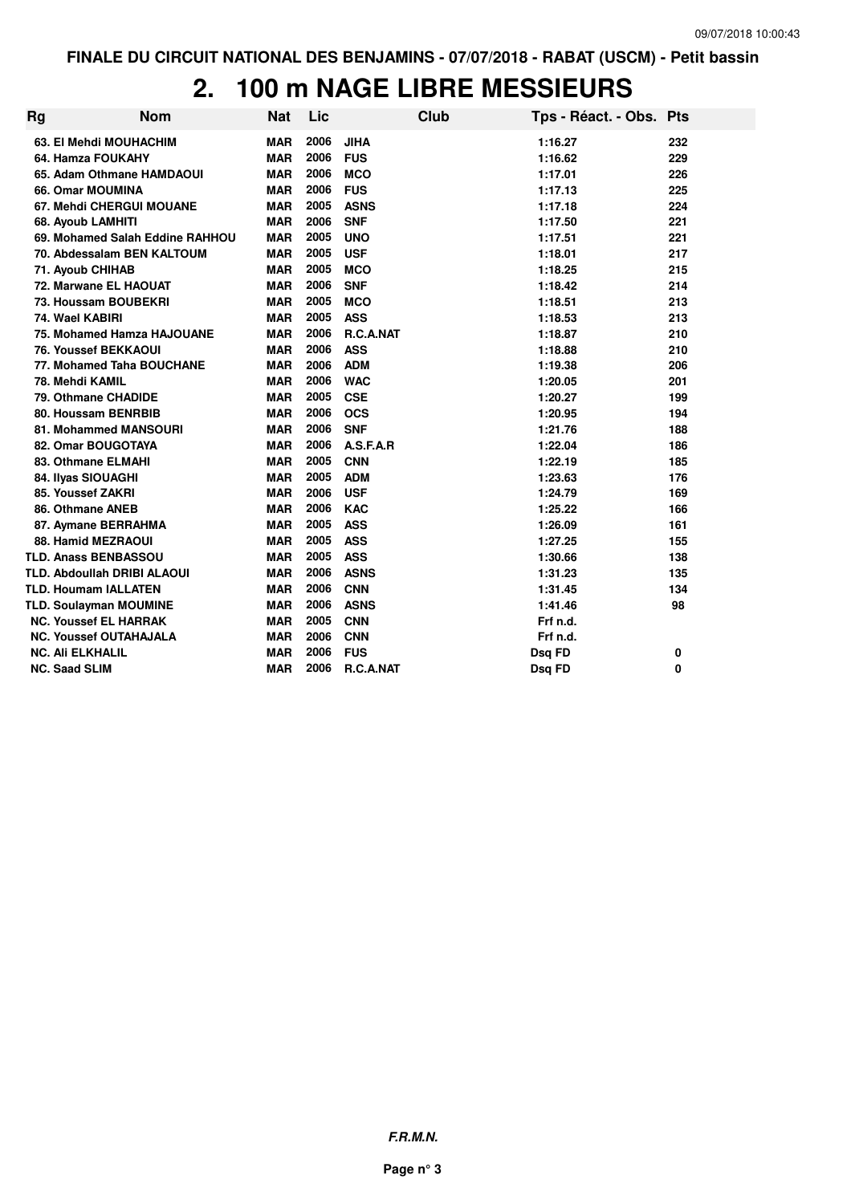FINALE DU CIRCUIT NATIONAL DES BENJAMINS - 07/07/2018 - RABAT (USCM) - Petit bassin

# 2. 100 m NAGE LIBRE MESSIEURS

| Rg | Nom | Nat | Lic | Club | Tps - Réact. - Obs. | Pts |
|---|---|---|---|---|---|---|
| 63. | El Mehdi MOUHACHIM | MAR | 2006 | JIHA | 1:16.27 | 232 |
| 64. | Hamza FOUKAHY | MAR | 2006 | FUS | 1:16.62 | 229 |
| 65. | Adam Othmane HAMDAOUI | MAR | 2006 | MCO | 1:17.01 | 226 |
| 66. | Omar MOUMINA | MAR | 2006 | FUS | 1:17.13 | 225 |
| 67. | Mehdi CHERGUI MOUANE | MAR | 2005 | ASNS | 1:17.18 | 224 |
| 68. | Ayoub LAMHITI | MAR | 2006 | SNF | 1:17.50 | 221 |
| 69. | Mohamed Salah Eddine RAHHOU | MAR | 2005 | UNO | 1:17.51 | 221 |
| 70. | Abdessalam BEN KALTOUM | MAR | 2005 | USF | 1:18.01 | 217 |
| 71. | Ayoub CHIHAB | MAR | 2005 | MCO | 1:18.25 | 215 |
| 72. | Marwane EL HAOUAT | MAR | 2006 | SNF | 1:18.42 | 214 |
| 73. | Houssam BOUBEKRI | MAR | 2005 | MCO | 1:18.51 | 213 |
| 74. | Wael KABIRI | MAR | 2005 | ASS | 1:18.53 | 213 |
| 75. | Mohamed Hamza HAJOUANE | MAR | 2006 | R.C.A.NAT | 1:18.87 | 210 |
| 76. | Youssef BEKKAOUI | MAR | 2006 | ASS | 1:18.88 | 210 |
| 77. | Mohamed Taha BOUCHANE | MAR | 2006 | ADM | 1:19.38 | 206 |
| 78. | Mehdi KAMIL | MAR | 2006 | WAC | 1:20.05 | 201 |
| 79. | Othmane CHADIDE | MAR | 2005 | CSE | 1:20.27 | 199 |
| 80. | Houssam BENRBIB | MAR | 2006 | OCS | 1:20.95 | 194 |
| 81. | Mohammed MANSOURI | MAR | 2006 | SNF | 1:21.76 | 188 |
| 82. | Omar BOUGOTAYA | MAR | 2006 | A.S.F.A.R | 1:22.04 | 186 |
| 83. | Othmane ELMAHI | MAR | 2005 | CNN | 1:22.19 | 185 |
| 84. | Ilyas SIOUAGHI | MAR | 2005 | ADM | 1:23.63 | 176 |
| 85. | Youssef ZAKRI | MAR | 2006 | USF | 1:24.79 | 169 |
| 86. | Othmane ANEB | MAR | 2006 | KAC | 1:25.22 | 166 |
| 87. | Aymane BERRAHMA | MAR | 2005 | ASS | 1:26.09 | 161 |
| 88. | Hamid MEZRAOUI | MAR | 2005 | ASS | 1:27.25 | 155 |
| TLD. | Anass BENBASSOU | MAR | 2005 | ASS | 1:30.66 | 138 |
| TLD. | Abdoullah DRIBI ALAOUI | MAR | 2006 | ASNS | 1:31.23 | 135 |
| TLD. | Houmam IALLATEN | MAR | 2006 | CNN | 1:31.45 | 134 |
| TLD. | Soulayman MOUMINE | MAR | 2006 | ASNS | 1:41.46 | 98 |
| NC. | Youssef EL HARRAK | MAR | 2005 | CNN | Frf n.d. | |
| NC. | Youssef OUTAHAJALA | MAR | 2006 | CNN | Frf n.d. | |
| NC. | Ali ELKHALIL | MAR | 2006 | FUS | Dsq FD | 0 |
| NC. | Saad SLIM | MAR | 2006 | R.C.A.NAT | Dsq FD | 0 |

*F.R.M.N.*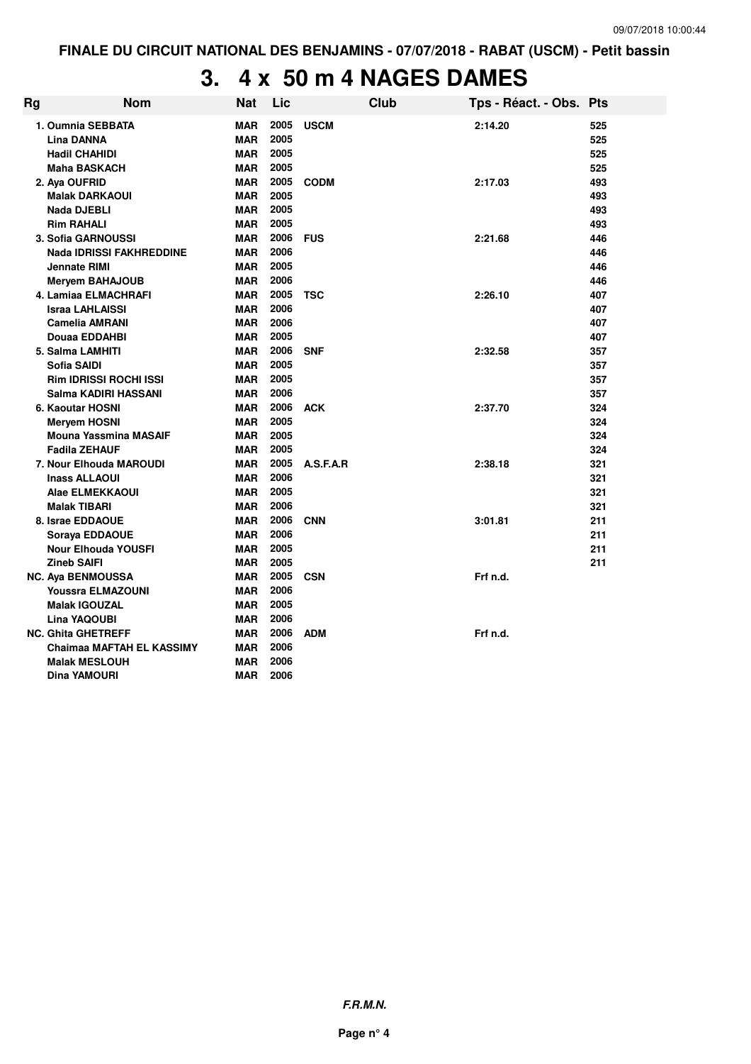FINALE DU CIRCUIT NATIONAL DES BENJAMINS - 07/07/2018 - RABAT (USCM) - Petit bassin

# 3. 4 x 50 m 4 NAGES DAMES

| Rg | Nom | Nat | Lic | Club | Tps - Réact. - Obs. | Pts |
|---|---|---|---|---|---|---|
| 1. | Oumnia SEBBATA | MAR | 2005 | USCM | 2:14.20 | 525 |
| | Lina DANNA | MAR | 2005 | | | 525 |
| | Hadil CHAHIDI | MAR | 2005 | | | 525 |
| | Maha BASKACH | MAR | 2005 | | | 525 |
| 2. | Aya OUFRID | MAR | 2005 | CODM | 2:17.03 | 493 |
| | Malak DARKAOUI | MAR | 2005 | | | 493 |
| | Nada DJEBLI | MAR | 2005 | | | 493 |
| | Rim RAHALI | MAR | 2005 | | | 493 |
| 3. | Sofia GARNOUSSI | MAR | 2006 | FUS | 2:21.68 | 446 |
| | Nada IDRISSI FAKHREDDINE | MAR | 2006 | | | 446 |
| | Jennate RIMI | MAR | 2005 | | | 446 |
| | Meryem BAHAJOUB | MAR | 2006 | | | 446 |
| 4. | Lamiaa ELMACHRAFI | MAR | 2005 | TSC | 2:26.10 | 407 |
| | Israa LAHLAISSI | MAR | 2006 | | | 407 |
| | Camelia AMRANI | MAR | 2006 | | | 407 |
| | Douaa EDDAHBI | MAR | 2005 | | | 407 |
| 5. | Salma LAMHITI | MAR | 2006 | SNF | 2:32.58 | 357 |
| | Sofia SAIDI | MAR | 2005 | | | 357 |
| | Rim IDRISSI ROCHI ISSI | MAR | 2005 | | | 357 |
| | Salma KADIRI HASSANI | MAR | 2006 | | | 357 |
| 6. | Kaoutar HOSNI | MAR | 2006 | ACK | 2:37.70 | 324 |
| | Meryem HOSNI | MAR | 2005 | | | 324 |
| | Mouna Yassmina MASAIF | MAR | 2005 | | | 324 |
| | Fadila ZEHAUF | MAR | 2005 | | | 324 |
| 7. | Nour Elhouda MAROUDI | MAR | 2005 | A.S.F.A.R | 2:38.18 | 321 |
| | Inass ALLAOUI | MAR | 2006 | | | 321 |
| | Alae ELMEKKAOUI | MAR | 2005 | | | 321 |
| | Malak TIBARI | MAR | 2006 | | | 321 |
| 8. | Israe EDDAOUE | MAR | 2006 | CNN | 3:01.81 | 211 |
| | Soraya EDDAOUE | MAR | 2006 | | | 211 |
| | Nour Elhouda YOUSFI | MAR | 2005 | | | 211 |
| | Zineb SAIFI | MAR | 2005 | | | 211 |
| NC. | Aya BENMOUSSA | MAR | 2005 | CSN | Frf n.d. | |
| | Youssra ELMAZOUNI | MAR | 2006 | | | |
| | Malak IGOUZAL | MAR | 2005 | | | |
| | Lina YAQOUBI | MAR | 2006 | | | |
| NC. | Ghita GHETREFF | MAR | 2006 | ADM | Frf n.d. | |
| | Chaimaa MAFTAH EL KASSIMY | MAR | 2006 | | | |
| | Malak MESLOUH | MAR | 2006 | | | |
| | Dina YAMOURI | MAR | 2006 | | | |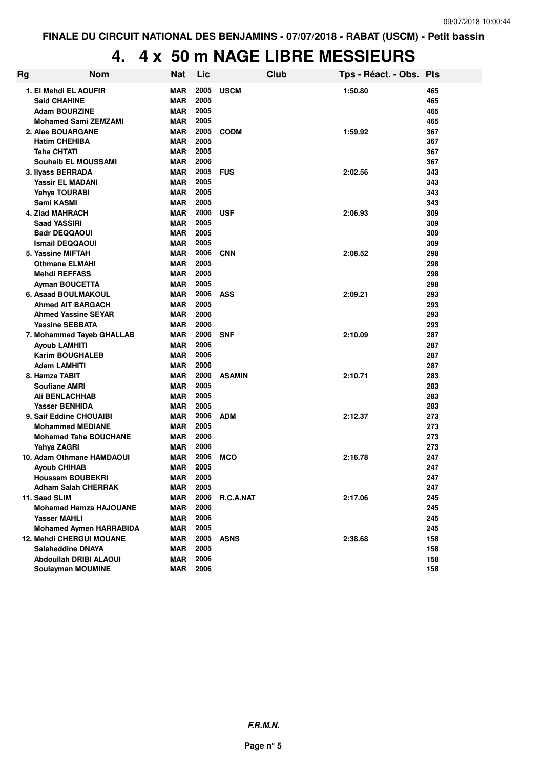FINALE DU CIRCUIT NATIONAL DES BENJAMINS - 07/07/2018 - RABAT (USCM) - Petit bassin

# 4. 4 x 50 m NAGE LIBRE MESSIEURS

| Rg | Nom | Nat | Lic | Club | Tps - Réact. - Obs. | Pts |
|---|---|---|---|---|---|---|
| 1. | El Mehdi EL AOUFIR | MAR | 2005 | USCM | 1:50.80 | 465 |
| | Said CHAHINE | MAR | 2005 | | | 465 |
| | Adam BOURZINE | MAR | 2005 | | | 465 |
| | Mohamed Sami ZEMZAMI | MAR | 2005 | | | 465 |
| 2. | Alae BOUARGANE | MAR | 2005 | CODM | 1:59.92 | 367 |
| | Hatim CHEHIBA | MAR | 2005 | | | 367 |
| | Taha CHTATI | MAR | 2005 | | | 367 |
| | Souhaib EL MOUSSAMI | MAR | 2006 | | | 367 |
| 3. | Ilyass BERRADA | MAR | 2005 | FUS | 2:02.56 | 343 |
| | Yassir EL MADANI | MAR | 2005 | | | 343 |
| | Yahya TOURABI | MAR | 2005 | | | 343 |
| | Sami KASMI | MAR | 2005 | | | 343 |
| 4. | Ziad MAHRACH | MAR | 2006 | USF | 2:06.93 | 309 |
| | Saad YASSIRI | MAR | 2005 | | | 309 |
| | Badr DEQQAOUI | MAR | 2005 | | | 309 |
| | Ismail DEQQAOUI | MAR | 2005 | | | 309 |
| 5. | Yassine MIFTAH | MAR | 2006 | CNN | 2:08.52 | 298 |
| | Othmane ELMAHI | MAR | 2005 | | | 298 |
| | Mehdi REFFASS | MAR | 2005 | | | 298 |
| | Ayman BOUCETTA | MAR | 2005 | | | 298 |
| 6. | Asaad BOULMAKOUL | MAR | 2006 | ASS | 2:09.21 | 293 |
| | Ahmed AIT BARGACH | MAR | 2005 | | | 293 |
| | Ahmed Yassine SEYAR | MAR | 2006 | | | 293 |
| | Yassine SEBBATA | MAR | 2006 | | | 293 |
| 7. | Mohammed Tayeb GHALLAB | MAR | 2006 | SNF | 2:10.09 | 287 |
| | Ayoub LAMHITI | MAR | 2006 | | | 287 |
| | Karim BOUGHALEB | MAR | 2006 | | | 287 |
| | Adam LAMHITI | MAR | 2006 | | | 287 |
| 8. | Hamza TABIT | MAR | 2006 | ASAMIN | 2:10.71 | 283 |
| | Soufiane AMRI | MAR | 2005 | | | 283 |
| | Ali BENLACHHAB | MAR | 2005 | | | 283 |
| | Yasser BENHIDA | MAR | 2005 | | | 283 |
| 9. | Saif Eddine CHOUAIBI | MAR | 2006 | ADM | 2:12.37 | 273 |
| | Mohammed MEDIANE | MAR | 2005 | | | 273 |
| | Mohamed Taha BOUCHANE | MAR | 2006 | | | 273 |
| | Yahya ZAGRI | MAR | 2006 | | | 273 |
| 10. | Adam Othmane HAMDAOUI | MAR | 2006 | MCO | 2:16.78 | 247 |
| | Ayoub CHIHAB | MAR | 2005 | | | 247 |
| | Houssam BOUBEKRI | MAR | 2005 | | | 247 |
| | Adham Salah CHERRAK | MAR | 2005 | | | 247 |
| 11. | Saad SLIM | MAR | 2006 | R.C.A.NAT | 2:17.06 | 245 |
| | Mohamed Hamza HAJOUANE | MAR | 2006 | | | 245 |
| | Yasser MAHLI | MAR | 2006 | | | 245 |
| | Mohamed Aymen HARRABIDA | MAR | 2005 | | | 245 |
| 12. | Mehdi CHERGUI MOUANE | MAR | 2005 | ASNS | 2:38.68 | 158 |
| | Salaheddine DNAYA | MAR | 2005 | | | 158 |
| | Abdoullah DRIBI ALAOUI | MAR | 2006 | | | 158 |
| | Soulayman MOUMINE | MAR | 2006 | | | 158 |

*F.R.M.N.*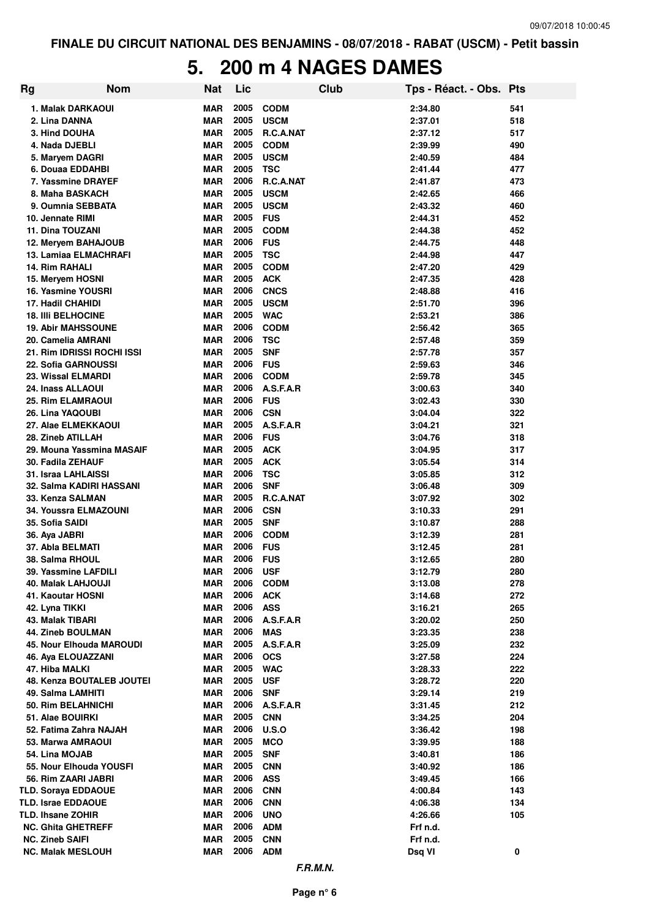FINALE DU CIRCUIT NATIONAL DES BENJAMINS - 08/07/2018 - RABAT (USCM) - Petit bassin

# 5. 200 m 4 NAGES DAMES

| Rg | Nom | Nat | Lic | Club | Tps - Réact. - Obs. | Pts |
|---|---|---|---|---|---|---|
| 1. | Malak DARKAOUI | MAR | 2005 | CODM | 2:34.80 | 541 |
| 2. | Lina DANNA | MAR | 2005 | USCM | 2:37.01 | 518 |
| 3. | Hind DOUHA | MAR | 2005 | R.C.A.NAT | 2:37.12 | 517 |
| 4. | Nada DJEBLI | MAR | 2005 | CODM | 2:39.99 | 490 |
| 5. | Maryem DAGRI | MAR | 2005 | USCM | 2:40.59 | 484 |
| 6. | Douaa EDDAHBI | MAR | 2005 | TSC | 2:41.44 | 477 |
| 7. | Yassmine DRAYEF | MAR | 2006 | R.C.A.NAT | 2:41.87 | 473 |
| 8. | Maha BASKACH | MAR | 2005 | USCM | 2:42.65 | 466 |
| 9. | Oumnia SEBBATA | MAR | 2005 | USCM | 2:43.32 | 460 |
| 10. | Jennate RIMI | MAR | 2005 | FUS | 2:44.31 | 452 |
| 11. | Dina TOUZANI | MAR | 2005 | CODM | 2:44.38 | 452 |
| 12. | Meryem BAHAJOUB | MAR | 2006 | FUS | 2:44.75 | 448 |
| 13. | Lamiaa ELMACHRAFI | MAR | 2005 | TSC | 2:44.98 | 447 |
| 14. | Rim RAHALI | MAR | 2005 | CODM | 2:47.20 | 429 |
| 15. | Meryem HOSNI | MAR | 2005 | ACK | 2:47.35 | 428 |
| 16. | Yasmine YOUSRI | MAR | 2006 | CNCS | 2:48.88 | 416 |
| 17. | Hadil CHAHIDI | MAR | 2005 | USCM | 2:51.70 | 396 |
| 18. | Illi BELHOCINE | MAR | 2005 | WAC | 2:53.21 | 386 |
| 19. | Abir MAHSSOUNE | MAR | 2006 | CODM | 2:56.42 | 365 |
| 20. | Camelia AMRANI | MAR | 2006 | TSC | 2:57.48 | 359 |
| 21. | Rim IDRISSI ROCHI ISSI | MAR | 2005 | SNF | 2:57.78 | 357 |
| 22. | Sofia GARNOUSSI | MAR | 2006 | FUS | 2:59.63 | 346 |
| 23. | Wissal ELMARDI | MAR | 2006 | CODM | 2:59.78 | 345 |
| 24. | Inass ALLAOUI | MAR | 2006 | A.S.F.A.R | 3:00.63 | 340 |
| 25. | Rim ELAMRAOUI | MAR | 2006 | FUS | 3:02.43 | 330 |
| 26. | Lina YAQOUBI | MAR | 2006 | CSN | 3:04.04 | 322 |
| 27. | Alae ELMEKKAOUI | MAR | 2005 | A.S.F.A.R | 3:04.21 | 321 |
| 28. | Zineb ATILLAH | MAR | 2006 | FUS | 3:04.76 | 318 |
| 29. | Mouna Yassmina MASAIF | MAR | 2005 | ACK | 3:04.95 | 317 |
| 30. | Fadila ZEHAUF | MAR | 2005 | ACK | 3:05.54 | 314 |
| 31. | Israa LAHLAISSI | MAR | 2006 | TSC | 3:05.85 | 312 |
| 32. | Salma KADIRI HASSANI | MAR | 2006 | SNF | 3:06.48 | 309 |
| 33. | Kenza SALMAN | MAR | 2005 | R.C.A.NAT | 3:07.92 | 302 |
| 34. | Youssra ELMAZOUNI | MAR | 2006 | CSN | 3:10.33 | 291 |
| 35. | Sofia SAIDI | MAR | 2005 | SNF | 3:10.87 | 288 |
| 36. | Aya JABRI | MAR | 2006 | CODM | 3:12.39 | 281 |
| 37. | Abla BELMATI | MAR | 2006 | FUS | 3:12.45 | 281 |
| 38. | Salma RHOUL | MAR | 2006 | FUS | 3:12.65 | 280 |
| 39. | Yassmine LAFDILI | MAR | 2006 | USF | 3:12.79 | 280 |
| 40. | Malak LAHJOUJI | MAR | 2006 | CODM | 3:13.08 | 278 |
| 41. | Kaoutar HOSNI | MAR | 2006 | ACK | 3:14.68 | 272 |
| 42. | Lyna TIKKI | MAR | 2006 | ASS | 3:16.21 | 265 |
| 43. | Malak TIBARI | MAR | 2006 | A.S.F.A.R | 3:20.02 | 250 |
| 44. | Zineb BOULMAN | MAR | 2006 | MAS | 3:23.35 | 238 |
| 45. | Nour Elhouda MAROUDI | MAR | 2005 | A.S.F.A.R | 3:25.09 | 232 |
| 46. | Aya ELOUAZZANI | MAR | 2006 | OCS | 3:27.58 | 224 |
| 47. | Hiba MALKI | MAR | 2005 | WAC | 3:28.33 | 222 |
| 48. | Kenza BOUTALEB JOUTEI | MAR | 2005 | USF | 3:28.72 | 220 |
| 49. | Salma LAMHITI | MAR | 2006 | SNF | 3:29.14 | 219 |
| 50. | Rim BELAHNICHI | MAR | 2006 | A.S.F.A.R | 3:31.45 | 212 |
| 51. | Alae BOUIRKI | MAR | 2005 | CNN | 3:34.25 | 204 |
| 52. | Fatima Zahra NAJAH | MAR | 2006 | U.S.O | 3:36.42 | 198 |
| 53. | Marwa AMRAOUI | MAR | 2005 | MCO | 3:39.95 | 188 |
| 54. | Lina MOJAB | MAR | 2005 | SNF | 3:40.81 | 186 |
| 55. | Nour Elhouda YOUSFI | MAR | 2005 | CNN | 3:40.92 | 186 |
| 56. | Rim ZAARI JABRI | MAR | 2006 | ASS | 3:49.45 | 166 |
| TLD. | Soraya EDDAOUE | MAR | 2006 | CNN | 4:00.84 | 143 |
| TLD. | Israe EDDAOUE | MAR | 2006 | CNN | 4:06.38 | 134 |
| TLD. | Ihsane ZOHIR | MAR | 2006 | UNO | 4:26.66 | 105 |
| NC. | Ghita GHETREFF | MAR | 2006 | ADM | Frf n.d. | |
| NC. | Zineb SAIFI | MAR | 2005 | CNN | Frf n.d. | |
| NC. | Malak MESLOUH | MAR | 2006 | ADM | Dsq VI | 0 |

*F.R.M.N.*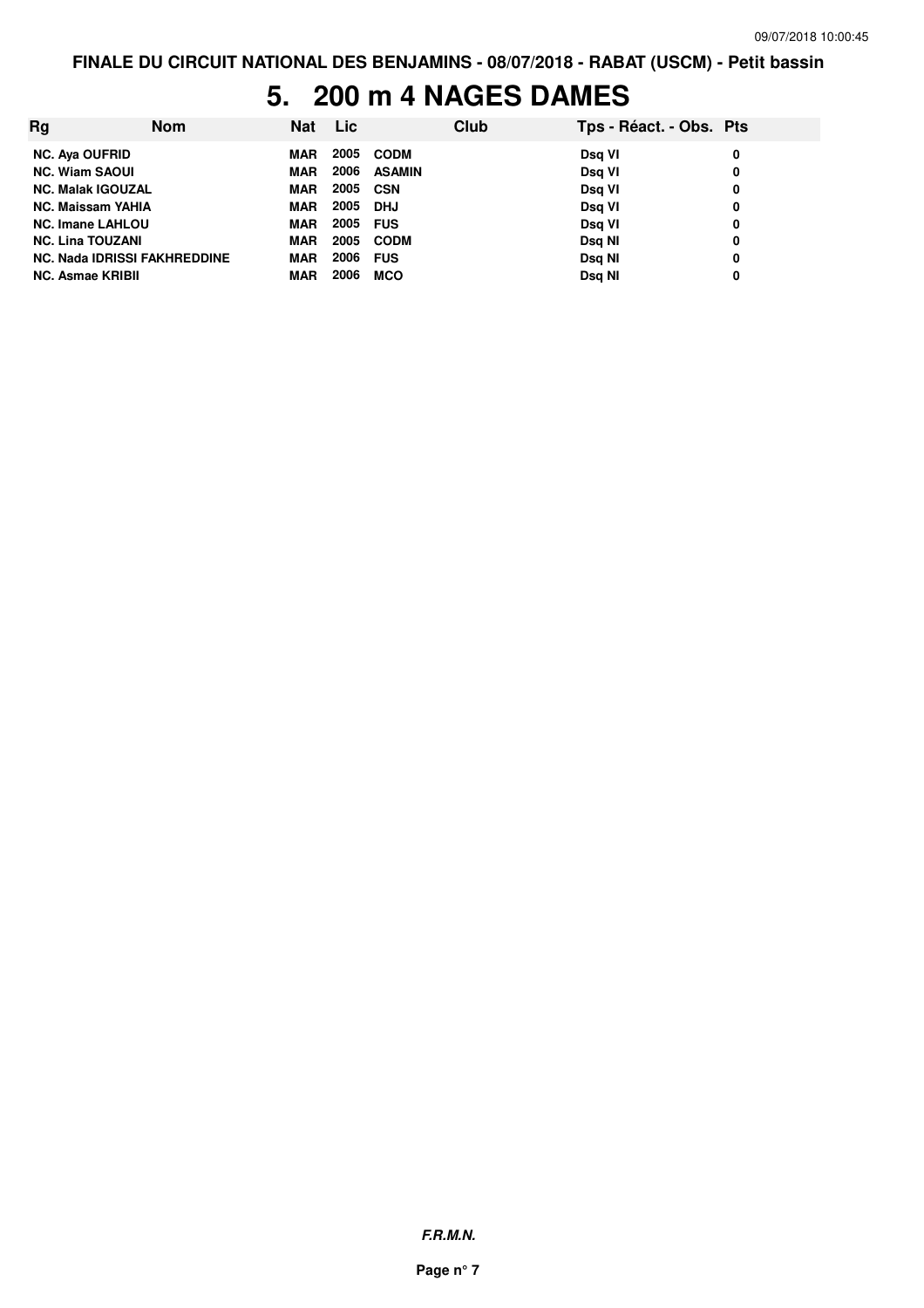FINALE DU CIRCUIT NATIONAL DES BENJAMINS - 08/07/2018 - RABAT (USCM) - Petit bassin

# 5. 200 m 4 NAGES DAMES

| Rg | Nom | Nat | Lic | Club | Tps - Réact. - Obs. | Pts |
|---|---|---|---|---|---|---|
| NC. | Aya OUFRID | MAR | 2005 | CODM | Dsq VI | 0 |
| NC. | Wiam SAOUI | MAR | 2006 | ASAMIN | Dsq VI | 0 |
| NC. | Malak IGOUZAL | MAR | 2005 | CSN | Dsq VI | 0 |
| NC. | Maissam YAHIA | MAR | 2005 | DHJ | Dsq VI | 0 |
| NC. | Imane LAHLOU | MAR | 2005 | FUS | Dsq VI | 0 |
| NC. | Lina TOUZANI | MAR | 2005 | CODM | Dsq NI | 0 |
| NC. | Nada IDRISSI FAKHREDDINE | MAR | 2006 | FUS | Dsq NI | 0 |
| NC. | Asmae KRIBII | MAR | 2006 | MCO | Dsq NI | 0 |

*F.R.M.N.*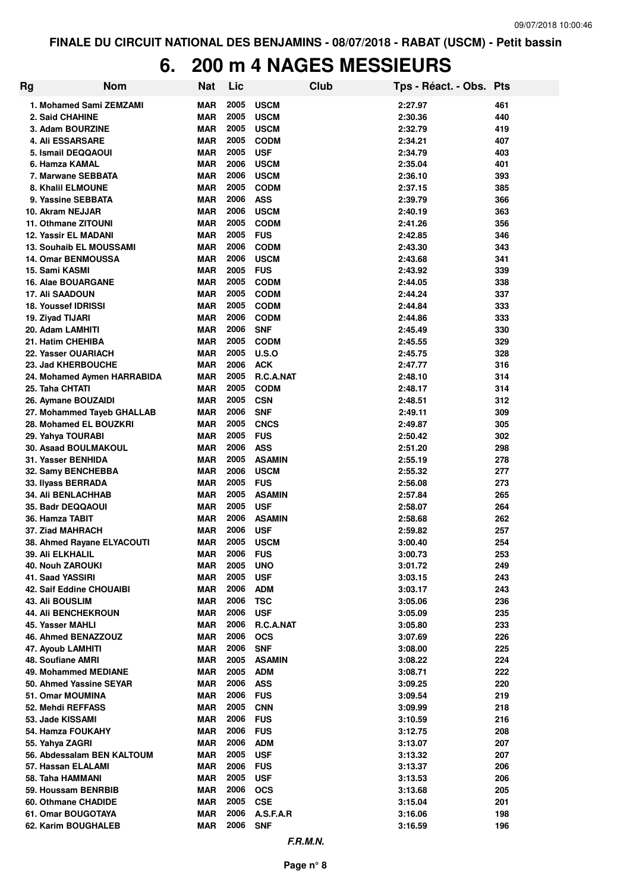FINALE DU CIRCUIT NATIONAL DES BENJAMINS - 08/07/2018 - RABAT (USCM) - Petit bassin

# 6. 200 m 4 NAGES MESSIEURS

| Rg | Nom | Nat | Lic | Club | Tps - Réact. - Obs. | Pts |
|---|---|---|---|---|---|---|
| 1. | Mohamed Sami ZEMZAMI | MAR | 2005 | USCM | 2:27.97 | 461 |
| 2. | Said CHAHINE | MAR | 2005 | USCM | 2:30.36 | 440 |
| 3. | Adam BOURZINE | MAR | 2005 | USCM | 2:32.79 | 419 |
| 4. | Ali ESSARSARE | MAR | 2005 | CODM | 2:34.21 | 407 |
| 5. | Ismail DEQQAOUI | MAR | 2005 | USF | 2:34.79 | 403 |
| 6. | Hamza KAMAL | MAR | 2006 | USCM | 2:35.04 | 401 |
| 7. | Marwane SEBBATA | MAR | 2006 | USCM | 2:36.10 | 393 |
| 8. | Khalil ELMOUNE | MAR | 2005 | CODM | 2:37.15 | 385 |
| 9. | Yassine SEBBATA | MAR | 2006 | ASS | 2:39.79 | 366 |
| 10. | Akram NEJJAR | MAR | 2006 | USCM | 2:40.19 | 363 |
| 11. | Othmane ZITOUNI | MAR | 2005 | CODM | 2:41.26 | 356 |
| 12. | Yassir EL MADANI | MAR | 2005 | FUS | 2:42.85 | 346 |
| 13. | Souhaib EL MOUSSAMI | MAR | 2006 | CODM | 2:43.30 | 343 |
| 14. | Omar BENMOUSSA | MAR | 2006 | USCM | 2:43.68 | 341 |
| 15. | Sami KASMI | MAR | 2005 | FUS | 2:43.92 | 339 |
| 16. | Alae BOUARGANE | MAR | 2005 | CODM | 2:44.05 | 338 |
| 17. | Ali SAADOUN | MAR | 2005 | CODM | 2:44.24 | 337 |
| 18. | Youssef IDRISSI | MAR | 2005 | CODM | 2:44.84 | 333 |
| 19. | Ziyad TIJARI | MAR | 2006 | CODM | 2:44.86 | 333 |
| 20. | Adam LAMHITI | MAR | 2006 | SNF | 2:45.49 | 330 |
| 21. | Hatim CHEHIBA | MAR | 2005 | CODM | 2:45.55 | 329 |
| 22. | Yasser OUARIACH | MAR | 2005 | U.S.O | 2:45.75 | 328 |
| 23. | Jad KHERBOUCHE | MAR | 2006 | ACK | 2:47.77 | 316 |
| 24. | Mohamed Aymen HARRABIDA | MAR | 2005 | R.C.A.NAT | 2:48.10 | 314 |
| 25. | Taha CHTATI | MAR | 2005 | CODM | 2:48.17 | 314 |
| 26. | Aymane BOUZAIDI | MAR | 2005 | CSN | 2:48.51 | 312 |
| 27. | Mohammed Tayeb GHALLAB | MAR | 2006 | SNF | 2:49.11 | 309 |
| 28. | Mohamed EL BOUZKRI | MAR | 2005 | CNCS | 2:49.87 | 305 |
| 29. | Yahya TOURABI | MAR | 2005 | FUS | 2:50.42 | 302 |
| 30. | Asaad BOULMAKOUL | MAR | 2006 | ASS | 2:51.20 | 298 |
| 31. | Yasser BENHIDA | MAR | 2005 | ASAMIN | 2:55.19 | 278 |
| 32. | Samy BENCHEBBA | MAR | 2006 | USCM | 2:55.32 | 277 |
| 33. | Ilyass BERRADA | MAR | 2005 | FUS | 2:56.08 | 273 |
| 34. | Ali BENLACHHAB | MAR | 2005 | ASAMIN | 2:57.84 | 265 |
| 35. | Badr DEQQAOUI | MAR | 2005 | USF | 2:58.07 | 264 |
| 36. | Hamza TABIT | MAR | 2006 | ASAMIN | 2:58.68 | 262 |
| 37. | Ziad MAHRACH | MAR | 2006 | USF | 2:59.82 | 257 |
| 38. | Ahmed Rayane ELYACOUTI | MAR | 2005 | USCM | 3:00.40 | 254 |
| 39. | Ali ELKHALIL | MAR | 2006 | FUS | 3:00.73 | 253 |
| 40. | Nouh ZAROUKI | MAR | 2005 | UNO | 3:01.72 | 249 |
| 41. | Saad YASSIRI | MAR | 2005 | USF | 3:03.15 | 243 |
| 42. | Saif Eddine CHOUAIBI | MAR | 2006 | ADM | 3:03.17 | 243 |
| 43. | Ali BOUSLIM | MAR | 2006 | TSC | 3:05.06 | 236 |
| 44. | Ali BENCHEKROUN | MAR | 2006 | USF | 3:05.09 | 235 |
| 45. | Yasser MAHLI | MAR | 2006 | R.C.A.NAT | 3:05.80 | 233 |
| 46. | Ahmed BENAZZOUZ | MAR | 2006 | OCS | 3:07.69 | 226 |
| 47. | Ayoub LAMHITI | MAR | 2006 | SNF | 3:08.00 | 225 |
| 48. | Soufiane AMRI | MAR | 2005 | ASAMIN | 3:08.22 | 224 |
| 49. | Mohammed MEDIANE | MAR | 2005 | ADM | 3:08.71 | 222 |
| 50. | Ahmed Yassine SEYAR | MAR | 2006 | ASS | 3:09.25 | 220 |
| 51. | Omar MOUMINA | MAR | 2006 | FUS | 3:09.54 | 219 |
| 52. | Mehdi REFFASS | MAR | 2005 | CNN | 3:09.99 | 218 |
| 53. | Jade KISSAMI | MAR | 2006 | FUS | 3:10.59 | 216 |
| 54. | Hamza FOUKAHY | MAR | 2006 | FUS | 3:12.75 | 208 |
| 55. | Yahya ZAGRI | MAR | 2006 | ADM | 3:13.07 | 207 |
| 56. | Abdessalam BEN KALTOUM | MAR | 2005 | USF | 3:13.32 | 207 |
| 57. | Hassan ELALAMI | MAR | 2006 | FUS | 3:13.37 | 206 |
| 58. | Taha HAMMANI | MAR | 2005 | USF | 3:13.53 | 206 |
| 59. | Houssam BENRBIB | MAR | 2006 | OCS | 3:13.68 | 205 |
| 60. | Othmane CHADIDE | MAR | 2005 | CSE | 3:15.04 | 201 |
| 61. | Omar BOUGOTAYA | MAR | 2006 | A.S.F.A.R | 3:16.06 | 198 |
| 62. | Karim BOUGHALEB | MAR | 2006 | SNF | 3:16.59 | 196 |

*F.R.M.N.*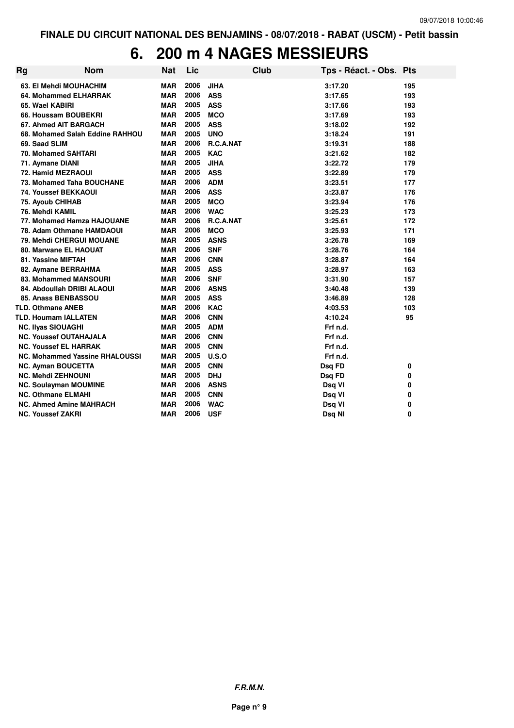FINALE DU CIRCUIT NATIONAL DES BENJAMINS - 08/07/2018 - RABAT (USCM) - Petit bassin

# 6. 200 m 4 NAGES MESSIEURS

| Rg | Nom | Nat | Lic | Club | Tps - Réact. - Obs. | Pts |
|---|---|---|---|---|---|---|
| 63. | El Mehdi MOUHACHIM | MAR | 2006 | JIHA | 3:17.20 | 195 |
| 64. | Mohammed ELHARRAK | MAR | 2006 | ASS | 3:17.65 | 193 |
| 65. | Wael KABIRI | MAR | 2005 | ASS | 3:17.66 | 193 |
| 66. | Houssam BOUBEKRI | MAR | 2005 | MCO | 3:17.69 | 193 |
| 67. | Ahmed AIT BARGACH | MAR | 2005 | ASS | 3:18.02 | 192 |
| 68. | Mohamed Salah Eddine RAHHOU | MAR | 2005 | UNO | 3:18.24 | 191 |
| 69. | Saad SLIM | MAR | 2006 | R.C.A.NAT | 3:19.31 | 188 |
| 70. | Mohamed SAHTARI | MAR | 2005 | KAC | 3:21.62 | 182 |
| 71. | Aymane DIANI | MAR | 2005 | JIHA | 3:22.72 | 179 |
| 72. | Hamid MEZRAOUI | MAR | 2005 | ASS | 3:22.89 | 179 |
| 73. | Mohamed Taha BOUCHANE | MAR | 2006 | ADM | 3:23.51 | 177 |
| 74. | Youssef BEKKAOUI | MAR | 2006 | ASS | 3:23.87 | 176 |
| 75. | Ayoub CHIHAB | MAR | 2005 | MCO | 3:23.94 | 176 |
| 76. | Mehdi KAMIL | MAR | 2006 | WAC | 3:25.23 | 173 |
| 77. | Mohamed Hamza HAJOUANE | MAR | 2006 | R.C.A.NAT | 3:25.61 | 172 |
| 78. | Adam Othmane HAMDAOUI | MAR | 2006 | MCO | 3:25.93 | 171 |
| 79. | Mehdi CHERGUI MOUANE | MAR | 2005 | ASNS | 3:26.78 | 169 |
| 80. | Marwane EL HAOUAT | MAR | 2006 | SNF | 3:28.76 | 164 |
| 81. | Yassine MIFTAH | MAR | 2006 | CNN | 3:28.87 | 164 |
| 82. | Aymane BERRAHMA | MAR | 2005 | ASS | 3:28.97 | 163 |
| 83. | Mohammed MANSOURI | MAR | 2006 | SNF | 3:31.90 | 157 |
| 84. | Abdoullah DRIBI ALAOUI | MAR | 2006 | ASNS | 3:40.48 | 139 |
| 85. | Anass BENBASSOU | MAR | 2005 | ASS | 3:46.89 | 128 |
| TLD. | Othmane ANEB | MAR | 2006 | KAC | 4:03.53 | 103 |
| TLD. | Houmam IALLATEN | MAR | 2006 | CNN | 4:10.24 | 95 |
| NC. | Ilyas SIOUAGHI | MAR | 2005 | ADM | Frf n.d. | |
| NC. | Youssef OUTAHAJALA | MAR | 2006 | CNN | Frf n.d. | |
| NC. | Youssef EL HARRAK | MAR | 2005 | CNN | Frf n.d. | |
| NC. | Mohammed Yassine RHALOUSSI | MAR | 2005 | U.S.O | Frf n.d. | |
| NC. | Ayman BOUCETTA | MAR | 2005 | CNN | Dsq FD | 0 |
| NC. | Mehdi ZEHNOUNI | MAR | 2005 | DHJ | Dsq FD | 0 |
| NC. | Soulayman MOUMINE | MAR | 2006 | ASNS | Dsq VI | 0 |
| NC. | Othmane ELMAHI | MAR | 2005 | CNN | Dsq VI | 0 |
| NC. | Ahmed Amine MAHRACH | MAR | 2006 | WAC | Dsq VI | 0 |
| NC. | Youssef ZAKRI | MAR | 2006 | USF | Dsq NI | 0 |

*F.R.M.N.*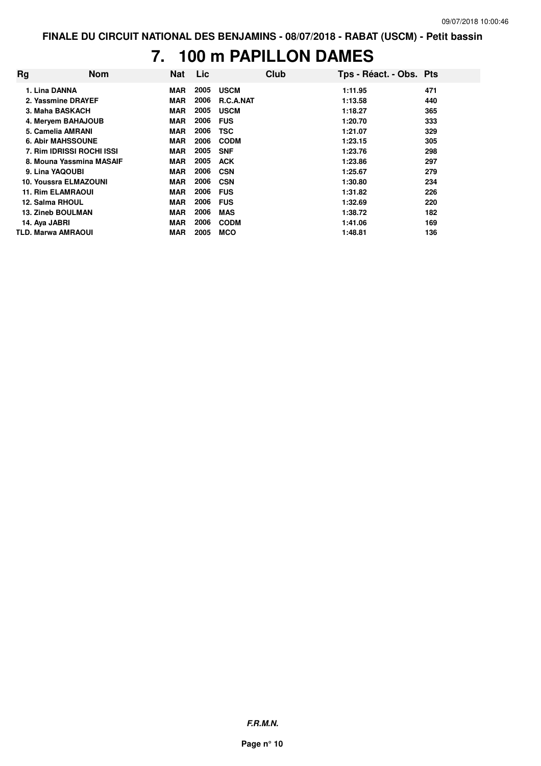FINALE DU CIRCUIT NATIONAL DES BENJAMINS - 08/07/2018 - RABAT (USCM) - Petit bassin

# 7. 100 m PAPILLON DAMES

| Rg | Nom | Nat | Lic | Club | Tps - Réact. - Obs. | Pts |
|---|---|---|---|---|---|---|
| 1. | Lina DANNA | MAR | 2005 | USCM | 1:11.95 | 471 |
| 2. | Yassmine DRAYEF | MAR | 2006 | R.C.A.NAT | 1:13.58 | 440 |
| 3. | Maha BASKACH | MAR | 2005 | USCM | 1:18.27 | 365 |
| 4. | Meryem BAHAJOUB | MAR | 2006 | FUS | 1:20.70 | 333 |
| 5. | Camelia AMRANI | MAR | 2006 | TSC | 1:21.07 | 329 |
| 6. | Abir MAHSSOUNE | MAR | 2006 | CODM | 1:23.15 | 305 |
| 7. | Rim IDRISSI ROCHI ISSI | MAR | 2005 | SNF | 1:23.76 | 298 |
| 8. | Mouna Yassmina MASAIF | MAR | 2005 | ACK | 1:23.86 | 297 |
| 9. | Lina YAQOUBI | MAR | 2006 | CSN | 1:25.67 | 279 |
| 10. | Youssra ELMAZOUNI | MAR | 2006 | CSN | 1:30.80 | 234 |
| 11. | Rim ELAMRAOUI | MAR | 2006 | FUS | 1:31.82 | 226 |
| 12. | Salma RHOUL | MAR | 2006 | FUS | 1:32.69 | 220 |
| 13. | Zineb BOULMAN | MAR | 2006 | MAS | 1:38.72 | 182 |
| 14. | Aya JABRI | MAR | 2006 | CODM | 1:41.06 | 169 |
| TLD. | Marwa AMRAOUI | MAR | 2005 | MCO | 1:48.81 | 136 |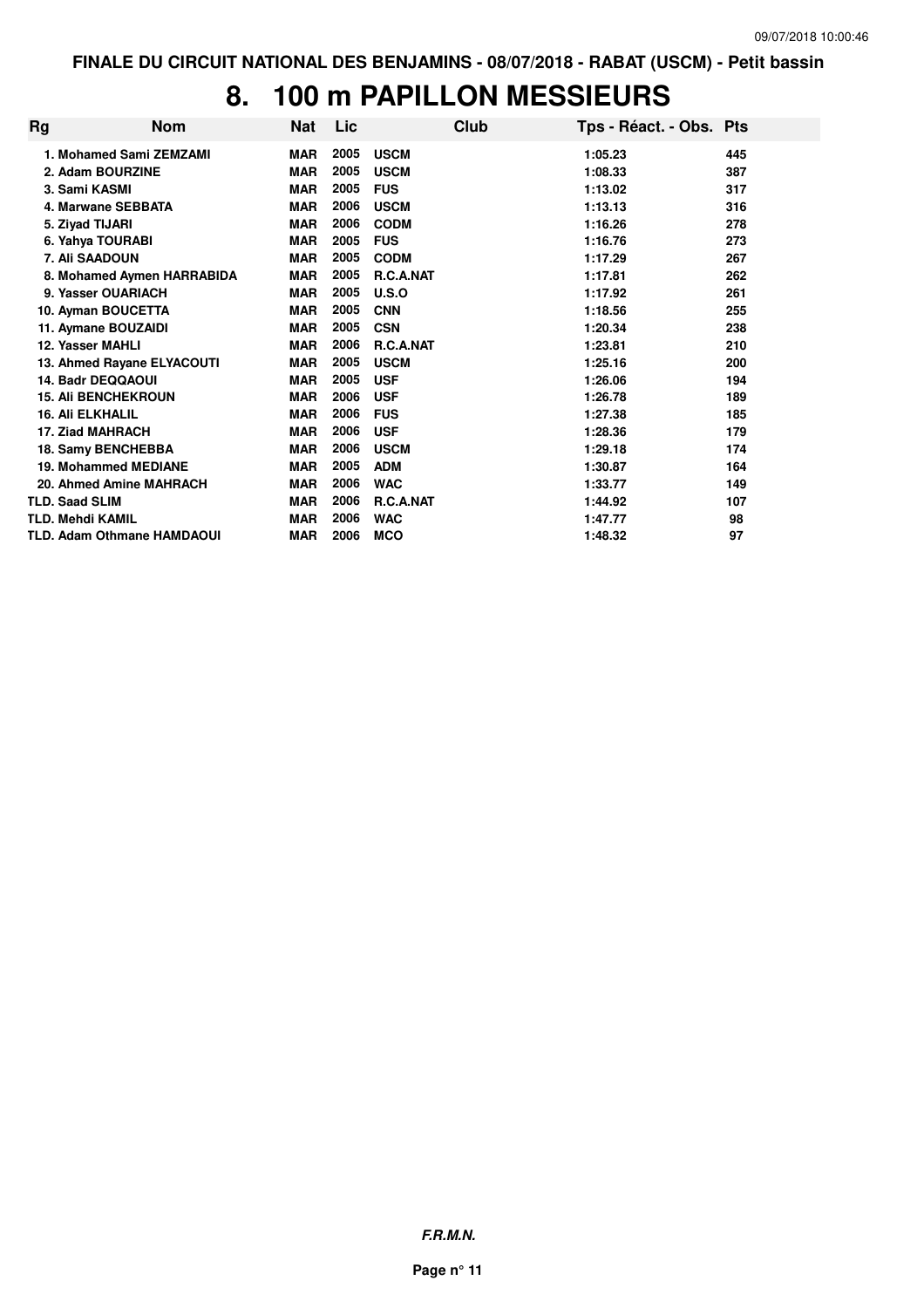**FINALE DU CIRCUIT NATIONAL DES BENJAMINS - 08/07/2018 - RABAT (USCM) - Petit bassin**

# 8. 100 m PAPILLON MESSIEURS

| Rg | Nom | Nat | Lic | Club | Tps - Réact. - Obs. | Pts |
|---|---|---|---|---|---|---|
| 1. | Mohamed Sami ZEMZAMI | MAR | 2005 | USCM | 1:05.23 | 445 |
| 2. | Adam BOURZINE | MAR | 2005 | USCM | 1:08.33 | 387 |
| 3. | Sami KASMI | MAR | 2005 | FUS | 1:13.02 | 317 |
| 4. | Marwane SEBBATA | MAR | 2006 | USCM | 1:13.13 | 316 |
| 5. | Ziyad TIJARI | MAR | 2006 | CODM | 1:16.26 | 278 |
| 6. | Yahya TOURABI | MAR | 2005 | FUS | 1:16.76 | 273 |
| 7. | Ali SAADOUN | MAR | 2005 | CODM | 1:17.29 | 267 |
| 8. | Mohamed Aymen HARRABIDA | MAR | 2005 | R.C.A.NAT | 1:17.81 | 262 |
| 9. | Yasser OUARIACH | MAR | 2005 | U.S.O | 1:17.92 | 261 |
| 10. | Ayman BOUCETTA | MAR | 2005 | CNN | 1:18.56 | 255 |
| 11. | Aymane BOUZAIDI | MAR | 2005 | CSN | 1:20.34 | 238 |
| 12. | Yasser MAHLI | MAR | 2006 | R.C.A.NAT | 1:23.81 | 210 |
| 13. | Ahmed Rayane ELYACOUTI | MAR | 2005 | USCM | 1:25.16 | 200 |
| 14. | Badr DEQQAOUI | MAR | 2005 | USF | 1:26.06 | 194 |
| 15. | Ali BENCHEKROUN | MAR | 2006 | USF | 1:26.78 | 189 |
| 16. | Ali ELKHALIL | MAR | 2006 | FUS | 1:27.38 | 185 |
| 17. | Ziad MAHRACH | MAR | 2006 | USF | 1:28.36 | 179 |
| 18. | Samy BENCHEBBA | MAR | 2006 | USCM | 1:29.18 | 174 |
| 19. | Mohammed MEDIANE | MAR | 2005 | ADM | 1:30.87 | 164 |
| 20. | Ahmed Amine MAHRACH | MAR | 2006 | WAC | 1:33.77 | 149 |
| TLD. | Saad SLIM | MAR | 2006 | R.C.A.NAT | 1:44.92 | 107 |
| TLD. | Mehdi KAMIL | MAR | 2006 | WAC | 1:47.77 | 98 |
| TLD. | Adam Othmane HAMDAOUI | MAR | 2006 | MCO | 1:48.32 | 97 |

***F.R.M.N.***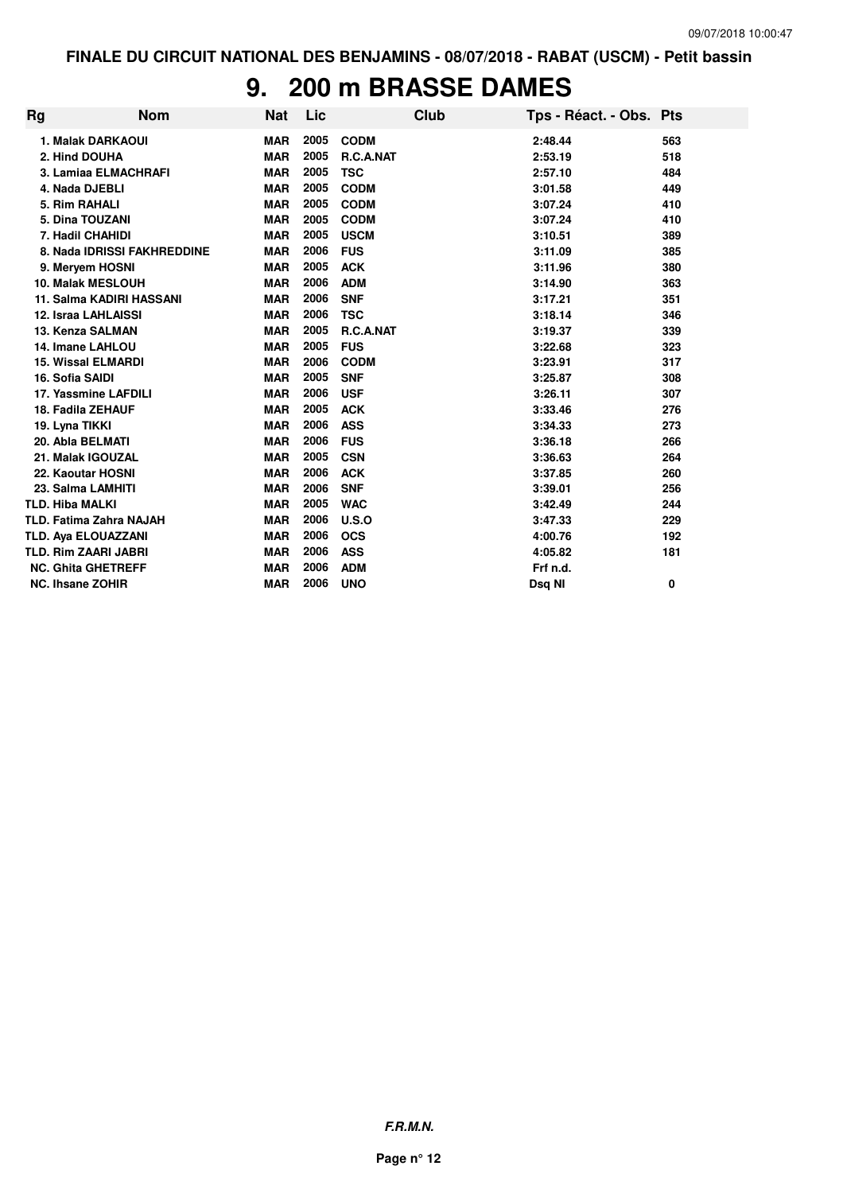FINALE DU CIRCUIT NATIONAL DES BENJAMINS - 08/07/2018 - RABAT (USCM) - Petit bassin

# 9. 200 m BRASSE DAMES

| Rg | Nom | Nat | Lic | Club | Tps - Réact. - Obs. | Pts |
|---|---|---|---|---|---|---|
| 1. | Malak DARKAOUI | MAR | 2005 | CODM | 2:48.44 | 563 |
| 2. | Hind DOUHA | MAR | 2005 | R.C.A.NAT | 2:53.19 | 518 |
| 3. | Lamiaa ELMACHRAFI | MAR | 2005 | TSC | 2:57.10 | 484 |
| 4. | Nada DJEBLI | MAR | 2005 | CODM | 3:01.58 | 449 |
| 5. | Rim RAHALI | MAR | 2005 | CODM | 3:07.24 | 410 |
| 5. | Dina TOUZANI | MAR | 2005 | CODM | 3:07.24 | 410 |
| 7. | Hadil CHAHIDI | MAR | 2005 | USCM | 3:10.51 | 389 |
| 8. | Nada IDRISSI FAKHREDDINE | MAR | 2006 | FUS | 3:11.09 | 385 |
| 9. | Meryem HOSNI | MAR | 2005 | ACK | 3:11.96 | 380 |
| 10. | Malak MESLOUH | MAR | 2006 | ADM | 3:14.90 | 363 |
| 11. | Salma KADIRI HASSANI | MAR | 2006 | SNF | 3:17.21 | 351 |
| 12. | Israa LAHLAISSI | MAR | 2006 | TSC | 3:18.14 | 346 |
| 13. | Kenza SALMAN | MAR | 2005 | R.C.A.NAT | 3:19.37 | 339 |
| 14. | Imane LAHLOU | MAR | 2005 | FUS | 3:22.68 | 323 |
| 15. | Wissal ELMARDI | MAR | 2006 | CODM | 3:23.91 | 317 |
| 16. | Sofia SAIDI | MAR | 2005 | SNF | 3:25.87 | 308 |
| 17. | Yassmine LAFDILI | MAR | 2006 | USF | 3:26.11 | 307 |
| 18. | Fadila ZEHAUF | MAR | 2005 | ACK | 3:33.46 | 276 |
| 19. | Lyna TIKKI | MAR | 2006 | ASS | 3:34.33 | 273 |
| 20. | Abla BELMATI | MAR | 2006 | FUS | 3:36.18 | 266 |
| 21. | Malak IGOUZAL | MAR | 2005 | CSN | 3:36.63 | 264 |
| 22. | Kaoutar HOSNI | MAR | 2006 | ACK | 3:37.85 | 260 |
| 23. | Salma LAMHITI | MAR | 2006 | SNF | 3:39.01 | 256 |
| TLD. | Hiba MALKI | MAR | 2005 | WAC | 3:42.49 | 244 |
| TLD. | Fatima Zahra NAJAH | MAR | 2006 | U.S.O | 3:47.33 | 229 |
| TLD. | Aya ELOUAZZANI | MAR | 2006 | OCS | 4:00.76 | 192 |
| TLD. | Rim ZAARI JABRI | MAR | 2006 | ASS | 4:05.82 | 181 |
| NC. | Ghita GHETREFF | MAR | 2006 | ADM | Frf n.d. | |
| NC. | Ihsane ZOHIR | MAR | 2006 | UNO | Dsq NI | 0 |

*F.R.M.N.*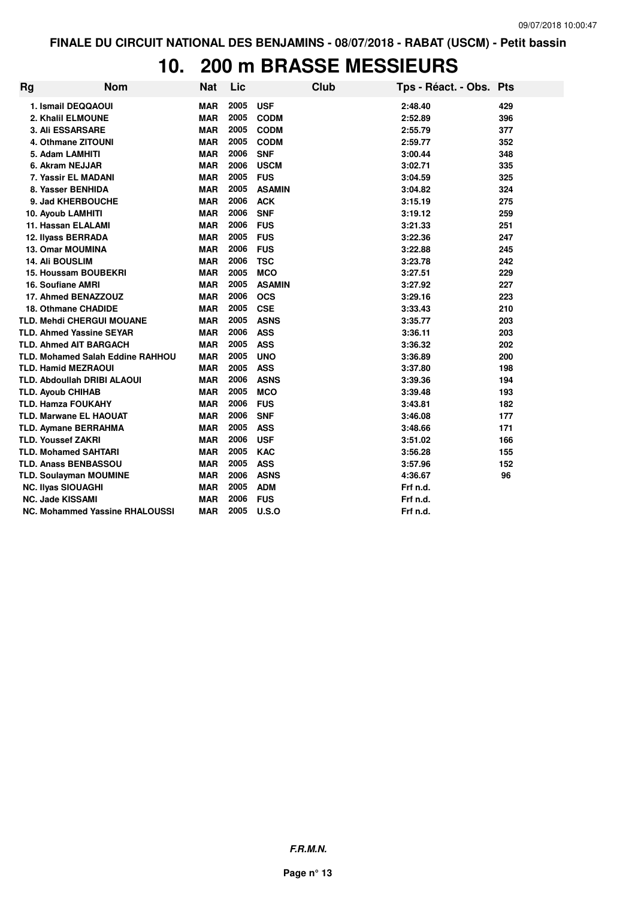FINALE DU CIRCUIT NATIONAL DES BENJAMINS - 08/07/2018 - RABAT (USCM) - Petit bassin

# 10. 200 m BRASSE MESSIEURS

| Rg | Nom | Nat | Lic | Club | Tps - Réact. - Obs. | Pts |
|---|---|---|---|---|---|---|
| 1. | Ismail DEQQAOUI | MAR | 2005 | USF | 2:48.40 | 429 |
| 2. | Khalil ELMOUNE | MAR | 2005 | CODM | 2:52.89 | 396 |
| 3. | Ali ESSARSARE | MAR | 2005 | CODM | 2:55.79 | 377 |
| 4. | Othmane ZITOUNI | MAR | 2005 | CODM | 2:59.77 | 352 |
| 5. | Adam LAMHITI | MAR | 2006 | SNF | 3:00.44 | 348 |
| 6. | Akram NEJJAR | MAR | 2006 | USCM | 3:02.71 | 335 |
| 7. | Yassir EL MADANI | MAR | 2005 | FUS | 3:04.59 | 325 |
| 8. | Yasser BENHIDA | MAR | 2005 | ASAMIN | 3:04.82 | 324 |
| 9. | Jad KHERBOUCHE | MAR | 2006 | ACK | 3:15.19 | 275 |
| 10. | Ayoub LAMHITI | MAR | 2006 | SNF | 3:19.12 | 259 |
| 11. | Hassan ELALAMI | MAR | 2006 | FUS | 3:21.33 | 251 |
| 12. | Ilyass BERRADA | MAR | 2005 | FUS | 3:22.36 | 247 |
| 13. | Omar MOUMINA | MAR | 2006 | FUS | 3:22.88 | 245 |
| 14. | Ali BOUSLIM | MAR | 2006 | TSC | 3:23.78 | 242 |
| 15. | Houssam BOUBEKRI | MAR | 2005 | MCO | 3:27.51 | 229 |
| 16. | Soufiane AMRI | MAR | 2005 | ASAMIN | 3:27.92 | 227 |
| 17. | Ahmed BENAZZOUZ | MAR | 2006 | OCS | 3:29.16 | 223 |
| 18. | Othmane CHADIDE | MAR | 2005 | CSE | 3:33.43 | 210 |
| TLD. | Mehdi CHERGUI MOUANE | MAR | 2005 | ASNS | 3:35.77 | 203 |
| TLD. | Ahmed Yassine SEYAR | MAR | 2006 | ASS | 3:36.11 | 203 |
| TLD. | Ahmed AIT BARGACH | MAR | 2005 | ASS | 3:36.32 | 202 |
| TLD. | Mohamed Salah Eddine RAHHOU | MAR | 2005 | UNO | 3:36.89 | 200 |
| TLD. | Hamid MEZRAOUI | MAR | 2005 | ASS | 3:37.80 | 198 |
| TLD. | Abdoullah DRIBI ALAOUI | MAR | 2006 | ASNS | 3:39.36 | 194 |
| TLD. | Ayoub CHIHAB | MAR | 2005 | MCO | 3:39.48 | 193 |
| TLD. | Hamza FOUKAHY | MAR | 2006 | FUS | 3:43.81 | 182 |
| TLD. | Marwane EL HAOUAT | MAR | 2006 | SNF | 3:46.08 | 177 |
| TLD. | Aymane BERRAHMA | MAR | 2005 | ASS | 3:48.66 | 171 |
| TLD. | Youssef ZAKRI | MAR | 2006 | USF | 3:51.02 | 166 |
| TLD. | Mohamed SAHTARI | MAR | 2005 | KAC | 3:56.28 | 155 |
| TLD. | Anass BENBASSOU | MAR | 2005 | ASS | 3:57.96 | 152 |
| TLD. | Soulayman MOUMINE | MAR | 2006 | ASNS | 4:36.67 | 96 |
| NC. | Ilyas SIOUAGHI | MAR | 2005 | ADM | Frf n.d. | |
| NC. | Jade KISSAMI | MAR | 2006 | FUS | Frf n.d. | |
| NC. | Mohammed Yassine RHALOUSSI | MAR | 2005 | U.S.O | Frf n.d. | |

*F.R.M.N.*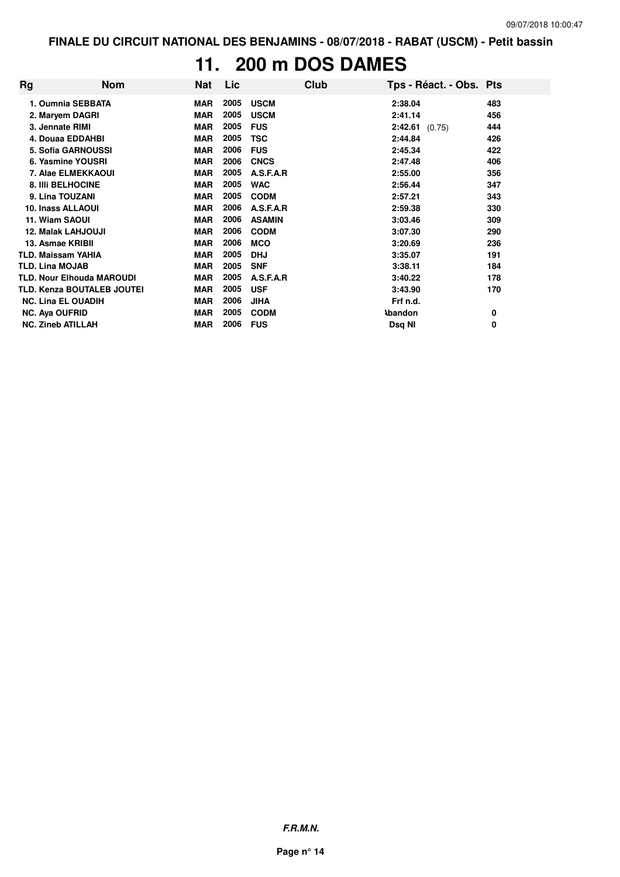FINALE DU CIRCUIT NATIONAL DES BENJAMINS - 08/07/2018 - RABAT (USCM) - Petit bassin

# 11. 200 m DOS DAMES

| Rg | Nom | Nat | Lic | Club | Tps - Réact. - Obs. | Pts |
|---|---|---|---|---|---|---|
| 1. | Oumnia SEBBATA | MAR | 2005 | USCM | 2:38.04 | 483 |
| 2. | Maryem DAGRI | MAR | 2005 | USCM | 2:41.14 | 456 |
| 3. | Jennate RIMI | MAR | 2005 | FUS | 2:42.61 (0.75) | 444 |
| 4. | Douaa EDDAHBI | MAR | 2005 | TSC | 2:44.84 | 426 |
| 5. | Sofia GARNOUSSI | MAR | 2006 | FUS | 2:45.34 | 422 |
| 6. | Yasmine YOUSRI | MAR | 2006 | CNCS | 2:47.48 | 406 |
| 7. | Alae ELMEKKAOUI | MAR | 2005 | A.S.F.A.R | 2:55.00 | 356 |
| 8. | Illi BELHOCINE | MAR | 2005 | WAC | 2:56.44 | 347 |
| 9. | Lina TOUZANI | MAR | 2005 | CODM | 2:57.21 | 343 |
| 10. | Inass ALLAOUI | MAR | 2006 | A.S.F.A.R | 2:59.38 | 330 |
| 11. | Wiam SAOUI | MAR | 2006 | ASAMIN | 3:03.46 | 309 |
| 12. | Malak LAHJOUJI | MAR | 2006 | CODM | 3:07.30 | 290 |
| 13. | Asmae KRIBII | MAR | 2006 | MCO | 3:20.69 | 236 |
| TLD. | Maissam YAHIA | MAR | 2005 | DHJ | 3:35.07 | 191 |
| TLD. | Lina MOJAB | MAR | 2005 | SNF | 3:38.11 | 184 |
| TLD. | Nour Elhouda MAROUDI | MAR | 2005 | A.S.F.A.R | 3:40.22 | 178 |
| TLD. | Kenza BOUTALEB JOUTEI | MAR | 2005 | USF | 3:43.90 | 170 |
| NC. | Lina EL OUADIH | MAR | 2006 | JIHA | Frf n.d. | |
| NC. | Aya OUFRID | MAR | 2005 | CODM | Abandon | 0 |
| NC. | Zineb ATILLAH | MAR | 2006 | FUS | Dsq NI | 0 |

*F.R.M.N.*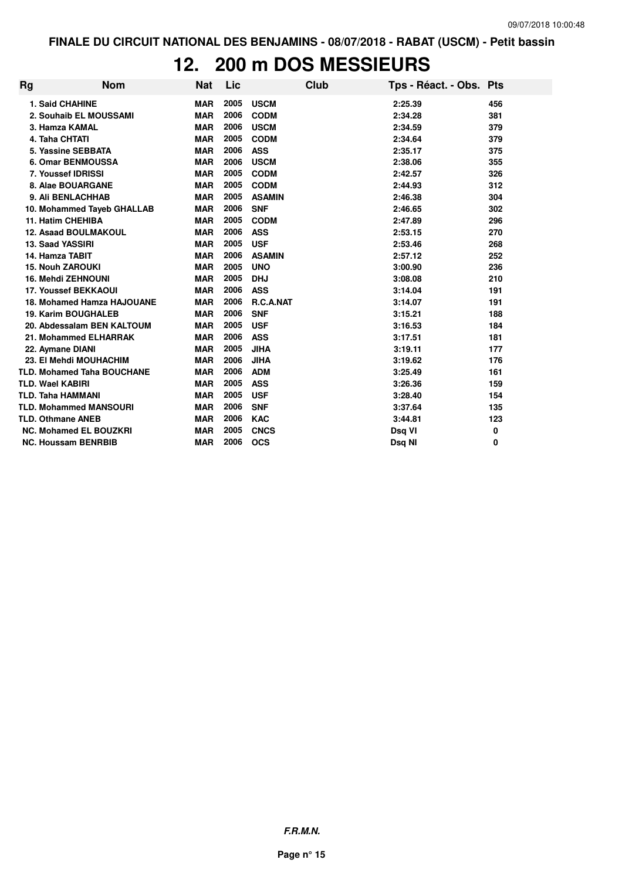FINALE DU CIRCUIT NATIONAL DES BENJAMINS - 08/07/2018 - RABAT (USCM) - Petit bassin

# 12. 200 m DOS MESSIEURS

| Rg | Nom | Nat | Lic | Club | Tps - Réact. - Obs. | Pts |
|---|---|---|---|---|---|---|
| 1. | Said CHAHINE | MAR | 2005 | USCM | 2:25.39 | 456 |
| 2. | Souhaib EL MOUSSAMI | MAR | 2006 | CODM | 2:34.28 | 381 |
| 3. | Hamza KAMAL | MAR | 2006 | USCM | 2:34.59 | 379 |
| 4. | Taha CHTATI | MAR | 2005 | CODM | 2:34.64 | 379 |
| 5. | Yassine SEBBATA | MAR | 2006 | ASS | 2:35.17 | 375 |
| 6. | Omar BENMOUSSA | MAR | 2006 | USCM | 2:38.06 | 355 |
| 7. | Youssef IDRISSI | MAR | 2005 | CODM | 2:42.57 | 326 |
| 8. | Alae BOUARGANE | MAR | 2005 | CODM | 2:44.93 | 312 |
| 9. | Ali BENLACHHAB | MAR | 2005 | ASAMIN | 2:46.38 | 304 |
| 10. | Mohammed Tayeb GHALLAB | MAR | 2006 | SNF | 2:46.65 | 302 |
| 11. | Hatim CHEHIBA | MAR | 2005 | CODM | 2:47.89 | 296 |
| 12. | Asaad BOULMAKOUL | MAR | 2006 | ASS | 2:53.15 | 270 |
| 13. | Saad YASSIRI | MAR | 2005 | USF | 2:53.46 | 268 |
| 14. | Hamza TABIT | MAR | 2006 | ASAMIN | 2:57.12 | 252 |
| 15. | Nouh ZAROUKI | MAR | 2005 | UNO | 3:00.90 | 236 |
| 16. | Mehdi ZEHNOUNI | MAR | 2005 | DHJ | 3:08.08 | 210 |
| 17. | Youssef BEKKAOUI | MAR | 2006 | ASS | 3:14.04 | 191 |
| 18. | Mohamed Hamza HAJOUANE | MAR | 2006 | R.C.A.NAT | 3:14.07 | 191 |
| 19. | Karim BOUGHALEB | MAR | 2006 | SNF | 3:15.21 | 188 |
| 20. | Abdessalam BEN KALTOUM | MAR | 2005 | USF | 3:16.53 | 184 |
| 21. | Mohammed ELHARRAK | MAR | 2006 | ASS | 3:17.51 | 181 |
| 22. | Aymane DIANI | MAR | 2005 | JIHA | 3:19.11 | 177 |
| 23. | El Mehdi MOUHACHIM | MAR | 2006 | JIHA | 3:19.62 | 176 |
| TLD. | Mohamed Taha BOUCHANE | MAR | 2006 | ADM | 3:25.49 | 161 |
| TLD. | Wael KABIRI | MAR | 2005 | ASS | 3:26.36 | 159 |
| TLD. | Taha HAMMANI | MAR | 2005 | USF | 3:28.40 | 154 |
| TLD. | Mohammed MANSOURI | MAR | 2006 | SNF | 3:37.64 | 135 |
| TLD. | Othmane ANEB | MAR | 2006 | KAC | 3:44.81 | 123 |
| NC. | Mohamed EL BOUZKRI | MAR | 2005 | CNCS | Dsq VI | 0 |
| NC. | Houssam BENRBIB | MAR | 2006 | OCS | Dsq NI | 0 |

F.R.M.N.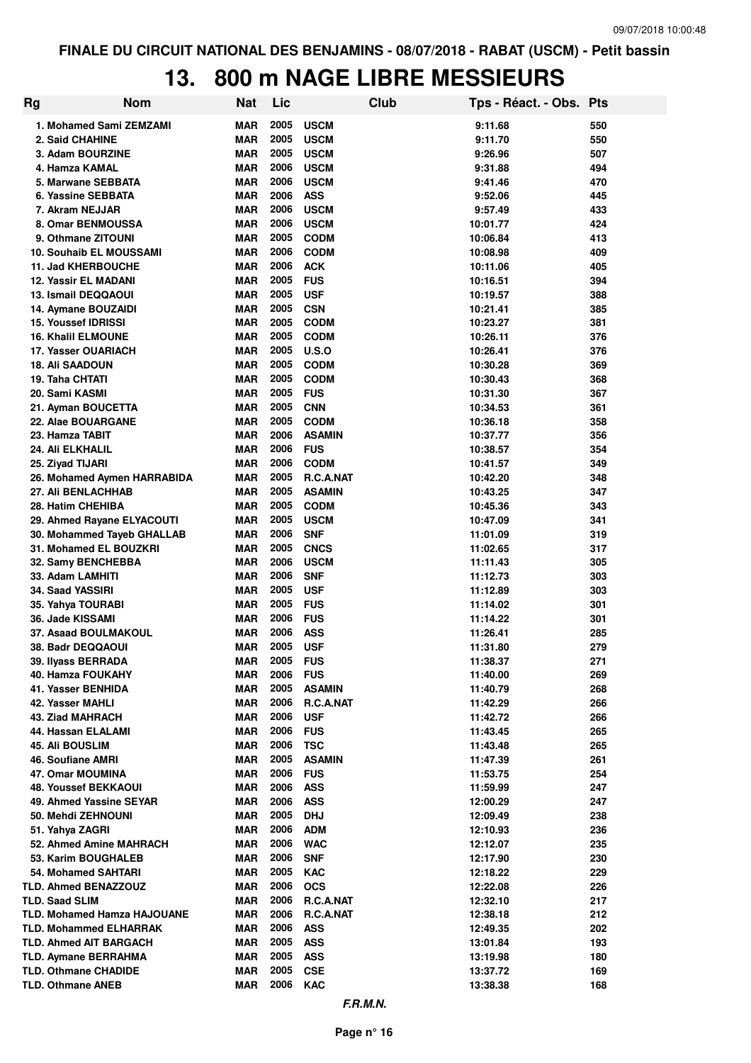FINALE DU CIRCUIT NATIONAL DES BENJAMINS - 08/07/2018 - RABAT (USCM) - Petit bassin

# 13. 800 m NAGE LIBRE MESSIEURS

| Rg | Nom | Nat | Lic | Club | Tps - Réact. - Obs. | Pts |
|---|---|---|---|---|---|---|
| 1. | Mohamed Sami ZEMZAMI | MAR | 2005 | USCM | 9:11.68 | 550 |
| 2. | Said CHAHINE | MAR | 2005 | USCM | 9:11.70 | 550 |
| 3. | Adam BOURZINE | MAR | 2005 | USCM | 9:26.96 | 507 |
| 4. | Hamza KAMAL | MAR | 2006 | USCM | 9:31.88 | 494 |
| 5. | Marwane SEBBATA | MAR | 2006 | USCM | 9:41.46 | 470 |
| 6. | Yassine SEBBATA | MAR | 2006 | ASS | 9:52.06 | 445 |
| 7. | Akram NEJJAR | MAR | 2006 | USCM | 9:57.49 | 433 |
| 8. | Omar BENMOUSSA | MAR | 2006 | USCM | 10:01.77 | 424 |
| 9. | Othmane ZITOUNI | MAR | 2005 | CODM | 10:06.84 | 413 |
| 10. | Souhaib EL MOUSSAMI | MAR | 2006 | CODM | 10:08.98 | 409 |
| 11. | Jad KHERBOUCHE | MAR | 2006 | ACK | 10:11.06 | 405 |
| 12. | Yassir EL MADANI | MAR | 2005 | FUS | 10:16.51 | 394 |
| 13. | Ismail DEQQAOUI | MAR | 2005 | USF | 10:19.57 | 388 |
| 14. | Aymane BOUZAIDI | MAR | 2005 | CSN | 10:21.41 | 385 |
| 15. | Youssef IDRISSI | MAR | 2005 | CODM | 10:23.27 | 381 |
| 16. | Khalil ELMOUNE | MAR | 2005 | CODM | 10:26.11 | 376 |
| 17. | Yasser OUARIACH | MAR | 2005 | U.S.O | 10:26.41 | 376 |
| 18. | Ali SAADOUN | MAR | 2005 | CODM | 10:30.28 | 369 |
| 19. | Taha CHTATI | MAR | 2005 | CODM | 10:30.43 | 368 |
| 20. | Sami KASMI | MAR | 2005 | FUS | 10:31.30 | 367 |
| 21. | Ayman BOUCETTA | MAR | 2005 | CNN | 10:34.53 | 361 |
| 22. | Alae BOUARGANE | MAR | 2005 | CODM | 10:36.18 | 358 |
| 23. | Hamza TABIT | MAR | 2006 | ASAMIN | 10:37.77 | 356 |
| 24. | Ali ELKHALIL | MAR | 2006 | FUS | 10:38.57 | 354 |
| 25. | Ziyad TIJARI | MAR | 2006 | CODM | 10:41.57 | 349 |
| 26. | Mohamed Aymen HARRABIDA | MAR | 2005 | R.C.A.NAT | 10:42.20 | 348 |
| 27. | Ali BENLACHHAB | MAR | 2005 | ASAMIN | 10:43.25 | 347 |
| 28. | Hatim CHEHIBA | MAR | 2005 | CODM | 10:45.36 | 343 |
| 29. | Ahmed Rayane ELYACOUTI | MAR | 2005 | USCM | 10:47.09 | 341 |
| 30. | Mohammed Tayeb GHALLAB | MAR | 2006 | SNF | 11:01.09 | 319 |
| 31. | Mohamed EL BOUZKRI | MAR | 2005 | CNCS | 11:02.65 | 317 |
| 32. | Samy BENCHEBBA | MAR | 2006 | USCM | 11:11.43 | 305 |
| 33. | Adam LAMHITI | MAR | 2006 | SNF | 11:12.73 | 303 |
| 34. | Saad YASSIRI | MAR | 2005 | USF | 11:12.89 | 303 |
| 35. | Yahya TOURABI | MAR | 2005 | FUS | 11:14.02 | 301 |
| 36. | Jade KISSAMI | MAR | 2006 | FUS | 11:14.22 | 301 |
| 37. | Asaad BOULMAKOUL | MAR | 2006 | ASS | 11:26.41 | 285 |
| 38. | Badr DEQQAOUI | MAR | 2005 | USF | 11:31.80 | 279 |
| 39. | Ilyass BERRADA | MAR | 2005 | FUS | 11:38.37 | 271 |
| 40. | Hamza FOUKAHY | MAR | 2006 | FUS | 11:40.00 | 269 |
| 41. | Yasser BENHIDA | MAR | 2005 | ASAMIN | 11:40.79 | 268 |
| 42. | Yasser MAHLI | MAR | 2006 | R.C.A.NAT | 11:42.29 | 266 |
| 43. | Ziad MAHRACH | MAR | 2006 | USF | 11:42.72 | 266 |
| 44. | Hassan ELALAMI | MAR | 2006 | FUS | 11:43.45 | 265 |
| 45. | Ali BOUSLIM | MAR | 2006 | TSC | 11:43.48 | 265 |
| 46. | Soufiane AMRI | MAR | 2005 | ASAMIN | 11:47.39 | 261 |
| 47. | Omar MOUMINA | MAR | 2006 | FUS | 11:53.75 | 254 |
| 48. | Youssef BEKKAOUI | MAR | 2006 | ASS | 11:59.99 | 247 |
| 49. | Ahmed Yassine SEYAR | MAR | 2006 | ASS | 12:00.29 | 247 |
| 50. | Mehdi ZEHNOUNI | MAR | 2005 | DHJ | 12:09.49 | 238 |
| 51. | Yahya ZAGRI | MAR | 2006 | ADM | 12:10.93 | 236 |
| 52. | Ahmed Amine MAHRACH | MAR | 2006 | WAC | 12:12.07 | 235 |
| 53. | Karim BOUGHALEB | MAR | 2006 | SNF | 12:17.90 | 230 |
| 54. | Mohamed SAHTARI | MAR | 2005 | KAC | 12:18.22 | 229 |
| TLD. | Ahmed BENAZZOUZ | MAR | 2006 | OCS | 12:22.08 | 226 |
| TLD. | Saad SLIM | MAR | 2006 | R.C.A.NAT | 12:32.10 | 217 |
| TLD. | Mohamed Hamza HAJOUANE | MAR | 2006 | R.C.A.NAT | 12:38.18 | 212 |
| TLD. | Mohammed ELHARRAK | MAR | 2006 | ASS | 12:49.35 | 202 |
| TLD. | Ahmed AIT BARGACH | MAR | 2005 | ASS | 13:01.84 | 193 |
| TLD. | Aymane BERRAHMA | MAR | 2005 | ASS | 13:19.98 | 180 |
| TLD. | Othmane CHADIDE | MAR | 2005 | CSE | 13:37.72 | 169 |
| TLD. | Othmane ANEB | MAR | 2006 | KAC | 13:38.38 | 168 |

*F.R.M.N.*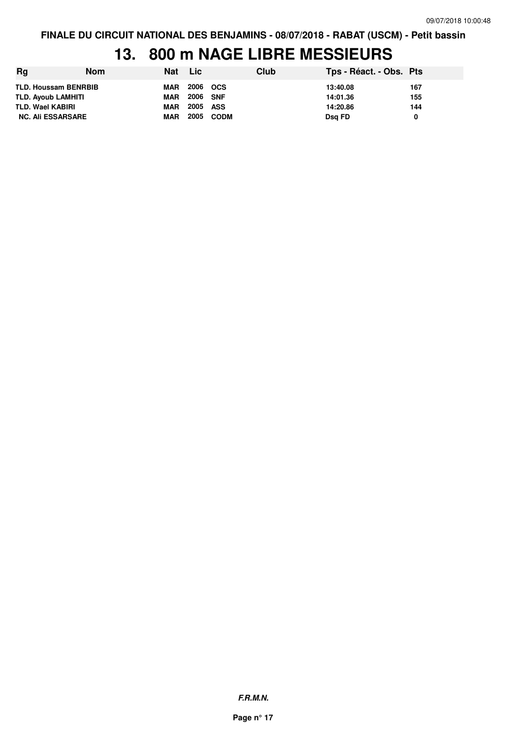**FINALE DU CIRCUIT NATIONAL DES BENJAMINS - 08/07/2018 - RABAT (USCM) - Petit bassin**

# 13. 800 m NAGE LIBRE MESSIEURS

| Rg | Nom | Nat | Lic | Club | Tps - Réact. - Obs. | Pts |
|---|---|---|---|---|---|---|
| TLD. | Houssam BENRBIB | MAR | 2006 | OCS | 13:40.08 | 167 |
| TLD. | Ayoub LAMHITI | MAR | 2006 | SNF | 14:01.36 | 155 |
| TLD. | Wael KABIRI | MAR | 2005 | ASS | 14:20.86 | 144 |
| NC. | Ali ESSARSARE | MAR | 2005 | CODM | Dsq FD | 0 |

***F.R.M.N.***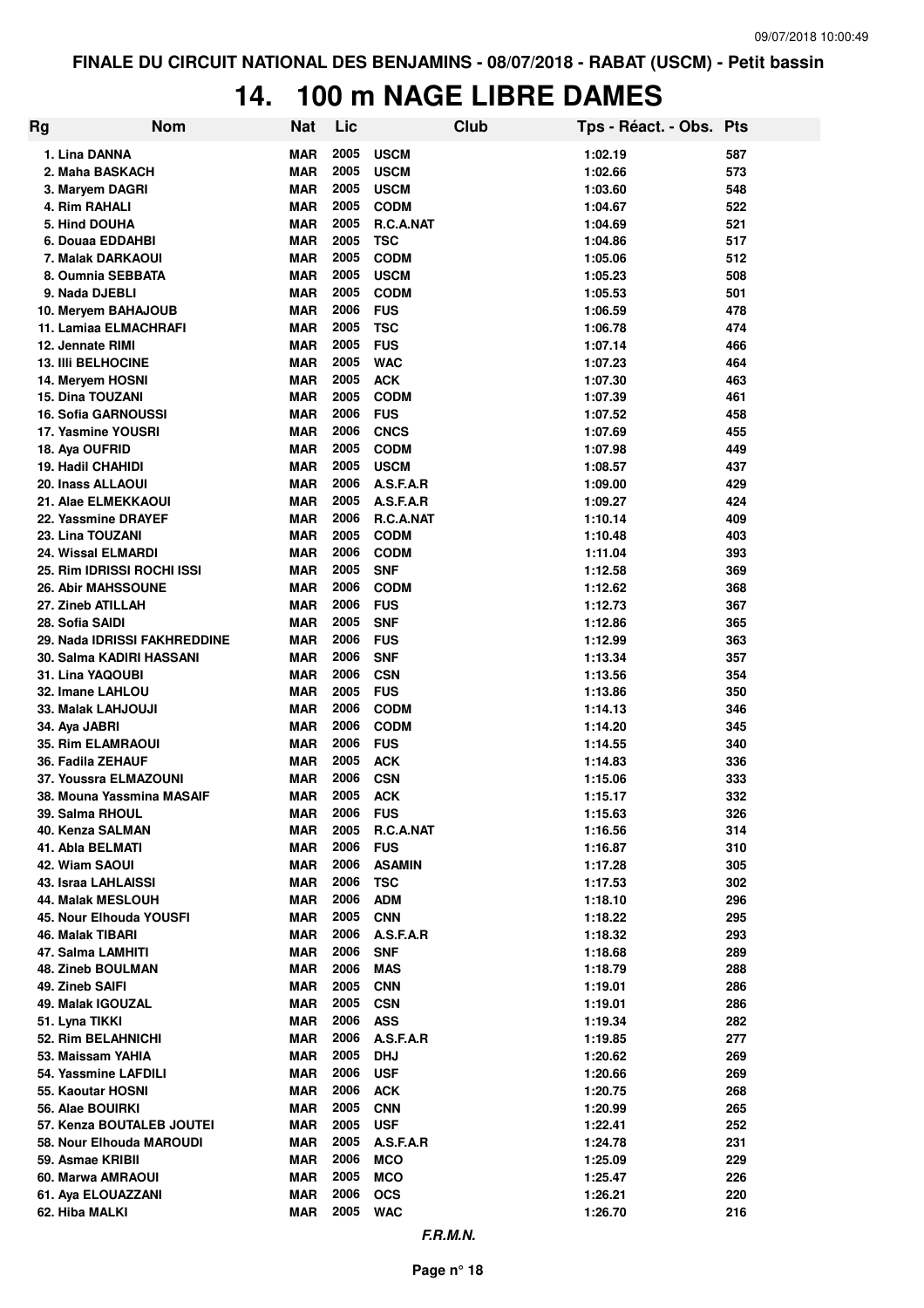FINALE DU CIRCUIT NATIONAL DES BENJAMINS - 08/07/2018 - RABAT (USCM) - Petit bassin

# 14. 100 m NAGE LIBRE DAMES

| Rg | Nom | Nat | Lic | Club | Tps - Réact. - Obs. | Pts |
|---|---|---|---|---|---|---|
| 1. | Lina DANNA | MAR | 2005 | USCM | 1:02.19 | 587 |
| 2. | Maha BASKACH | MAR | 2005 | USCM | 1:02.66 | 573 |
| 3. | Maryem DAGRI | MAR | 2005 | USCM | 1:03.60 | 548 |
| 4. | Rim RAHALI | MAR | 2005 | CODM | 1:04.67 | 522 |
| 5. | Hind DOUHA | MAR | 2005 | R.C.A.NAT | 1:04.69 | 521 |
| 6. | Douaa EDDAHBI | MAR | 2005 | TSC | 1:04.86 | 517 |
| 7. | Malak DARKAOUI | MAR | 2005 | CODM | 1:05.06 | 512 |
| 8. | Oumnia SEBBATA | MAR | 2005 | USCM | 1:05.23 | 508 |
| 9. | Nada DJEBLI | MAR | 2005 | CODM | 1:05.53 | 501 |
| 10. | Meryem BAHAJOUB | MAR | 2006 | FUS | 1:06.59 | 478 |
| 11. | Lamiaa ELMACHRAFI | MAR | 2005 | TSC | 1:06.78 | 474 |
| 12. | Jennate RIMI | MAR | 2005 | FUS | 1:07.14 | 466 |
| 13. | Illi BELHOCINE | MAR | 2005 | WAC | 1:07.23 | 464 |
| 14. | Meryem HOSNI | MAR | 2005 | ACK | 1:07.30 | 463 |
| 15. | Dina TOUZANI | MAR | 2005 | CODM | 1:07.39 | 461 |
| 16. | Sofia GARNOUSSI | MAR | 2006 | FUS | 1:07.52 | 458 |
| 17. | Yasmine YOUSRI | MAR | 2006 | CNCS | 1:07.69 | 455 |
| 18. | Aya OUFRID | MAR | 2005 | CODM | 1:07.98 | 449 |
| 19. | Hadil CHAHIDI | MAR | 2005 | USCM | 1:08.57 | 437 |
| 20. | Inass ALLAOUI | MAR | 2006 | A.S.F.A.R | 1:09.00 | 429 |
| 21. | Alae ELMEKKAOUI | MAR | 2005 | A.S.F.A.R | 1:09.27 | 424 |
| 22. | Yassmine DRAYEF | MAR | 2006 | R.C.A.NAT | 1:10.14 | 409 |
| 23. | Lina TOUZANI | MAR | 2005 | CODM | 1:10.48 | 403 |
| 24. | Wissal ELMARDI | MAR | 2006 | CODM | 1:11.04 | 393 |
| 25. | Rim IDRISSI ROCHI ISSI | MAR | 2005 | SNF | 1:12.58 | 369 |
| 26. | Abir MAHSSOUNE | MAR | 2006 | CODM | 1:12.62 | 368 |
| 27. | Zineb ATILLAH | MAR | 2006 | FUS | 1:12.73 | 367 |
| 28. | Sofia SAIDI | MAR | 2005 | SNF | 1:12.86 | 365 |
| 29. | Nada IDRISSI FAKHREDDINE | MAR | 2006 | FUS | 1:12.99 | 363 |
| 30. | Salma KADIRI HASSANI | MAR | 2006 | SNF | 1:13.34 | 357 |
| 31. | Lina YAQOUBI | MAR | 2006 | CSN | 1:13.56 | 354 |
| 32. | Imane LAHLOU | MAR | 2005 | FUS | 1:13.86 | 350 |
| 33. | Malak LAHJOUJI | MAR | 2006 | CODM | 1:14.13 | 346 |
| 34. | Aya JABRI | MAR | 2006 | CODM | 1:14.20 | 345 |
| 35. | Rim ELAMRAOUI | MAR | 2006 | FUS | 1:14.55 | 340 |
| 36. | Fadila ZEHAUF | MAR | 2005 | ACK | 1:14.83 | 336 |
| 37. | Youssra ELMAZOUNI | MAR | 2006 | CSN | 1:15.06 | 333 |
| 38. | Mouna Yassmina MASAIF | MAR | 2005 | ACK | 1:15.17 | 332 |
| 39. | Salma RHOUL | MAR | 2006 | FUS | 1:15.63 | 326 |
| 40. | Kenza SALMAN | MAR | 2005 | R.C.A.NAT | 1:16.56 | 314 |
| 41. | Abla BELMATI | MAR | 2006 | FUS | 1:16.87 | 310 |
| 42. | Wiam SAOUI | MAR | 2006 | ASAMIN | 1:17.28 | 305 |
| 43. | Israa LAHLAISSI | MAR | 2006 | TSC | 1:17.53 | 302 |
| 44. | Malak MESLOUH | MAR | 2006 | ADM | 1:18.10 | 296 |
| 45. | Nour Elhouda YOUSFI | MAR | 2005 | CNN | 1:18.22 | 295 |
| 46. | Malak TIBARI | MAR | 2006 | A.S.F.A.R | 1:18.32 | 293 |
| 47. | Salma LAMHITI | MAR | 2006 | SNF | 1:18.68 | 289 |
| 48. | Zineb BOULMAN | MAR | 2006 | MAS | 1:18.79 | 288 |
| 49. | Zineb SAIFI | MAR | 2005 | CNN | 1:19.01 | 286 |
| 49. | Malak IGOUZAL | MAR | 2005 | CSN | 1:19.01 | 286 |
| 51. | Lyna TIKKI | MAR | 2006 | ASS | 1:19.34 | 282 |
| 52. | Rim BELAHNICHI | MAR | 2006 | A.S.F.A.R | 1:19.85 | 277 |
| 53. | Maissam YAHIA | MAR | 2005 | DHJ | 1:20.62 | 269 |
| 54. | Yassmine LAFDILI | MAR | 2006 | USF | 1:20.66 | 269 |
| 55. | Kaoutar HOSNI | MAR | 2006 | ACK | 1:20.75 | 268 |
| 56. | Alae BOUIRKI | MAR | 2005 | CNN | 1:20.99 | 265 |
| 57. | Kenza BOUTALEB JOUTEI | MAR | 2005 | USF | 1:22.41 | 252 |
| 58. | Nour Elhouda MAROUDI | MAR | 2005 | A.S.F.A.R | 1:24.78 | 231 |
| 59. | Asmae KRIBII | MAR | 2006 | MCO | 1:25.09 | 229 |
| 60. | Marwa AMRAOUI | MAR | 2005 | MCO | 1:25.47 | 226 |
| 61. | Aya ELOUAZZANI | MAR | 2006 | OCS | 1:26.21 | 220 |
| 62. | Hiba MALKI | MAR | 2005 | WAC | 1:26.70 | 216 |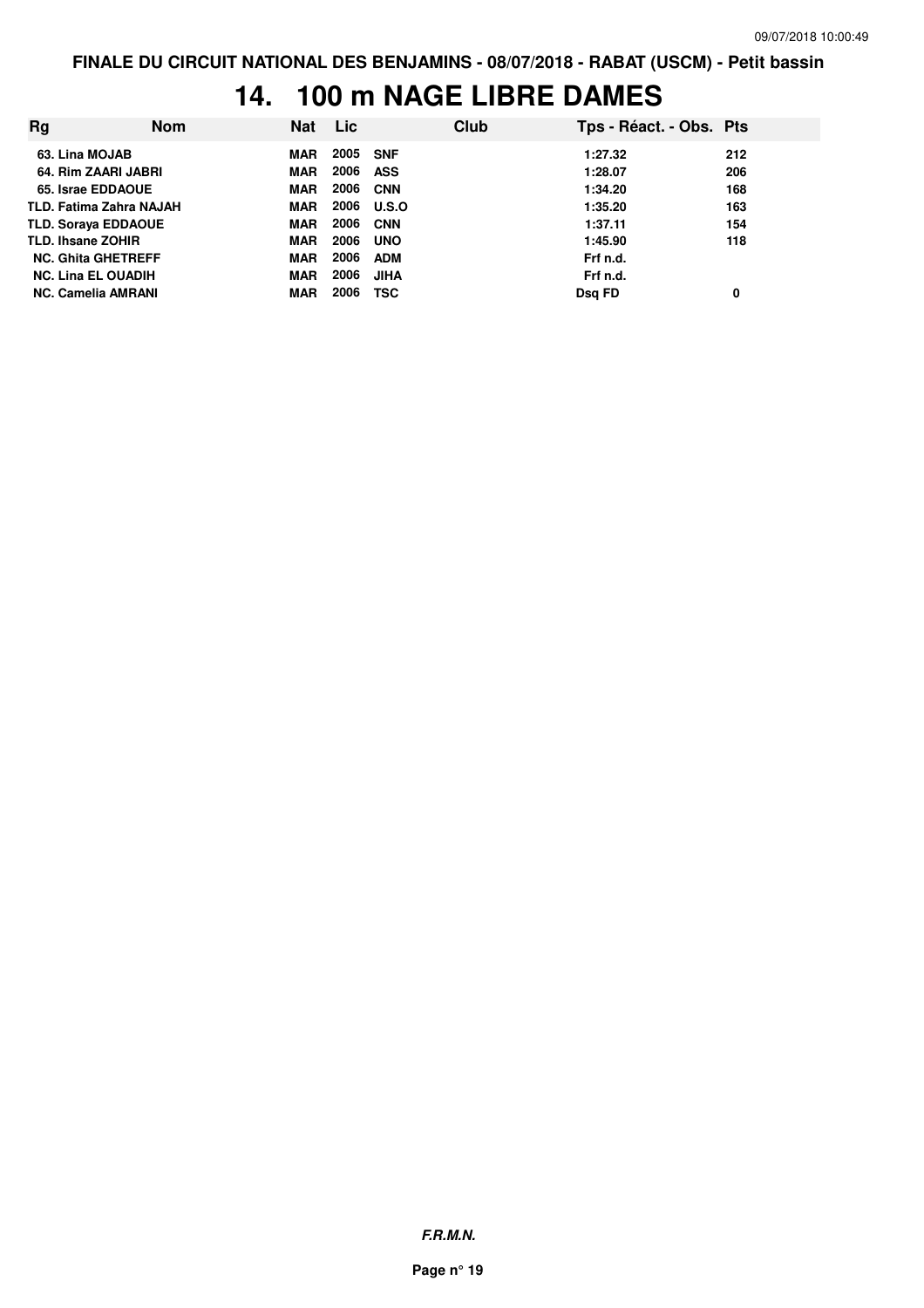FINALE DU CIRCUIT NATIONAL DES BENJAMINS - 08/07/2018 - RABAT (USCM) - Petit bassin

# 14. 100 m NAGE LIBRE DAMES

| Rg | Nom | Nat | Lic | Club | Tps - Réact. - Obs. | Pts |
|---|---|---|---|---|---|---|
| 63. | Lina MOJAB | MAR | 2005 | SNF | 1:27.32 | 212 |
| 64. | Rim ZAARI JABRI | MAR | 2006 | ASS | 1:28.07 | 206 |
| 65. | Israe EDDAOUE | MAR | 2006 | CNN | 1:34.20 | 168 |
| TLD. | Fatima Zahra NAJAH | MAR | 2006 | U.S.O | 1:35.20 | 163 |
| TLD. | Soraya EDDAOUE | MAR | 2006 | CNN | 1:37.11 | 154 |
| TLD. | Ihsane ZOHIR | MAR | 2006 | UNO | 1:45.90 | 118 |
| NC. | Ghita GHETREFF | MAR | 2006 | ADM | Frf n.d. | |
| NC. | Lina EL OUADIH | MAR | 2006 | JIHA | Frf n.d. | |
| NC. | Camelia AMRANI | MAR | 2006 | TSC | Dsq FD | 0 |

*F.R.M.N.*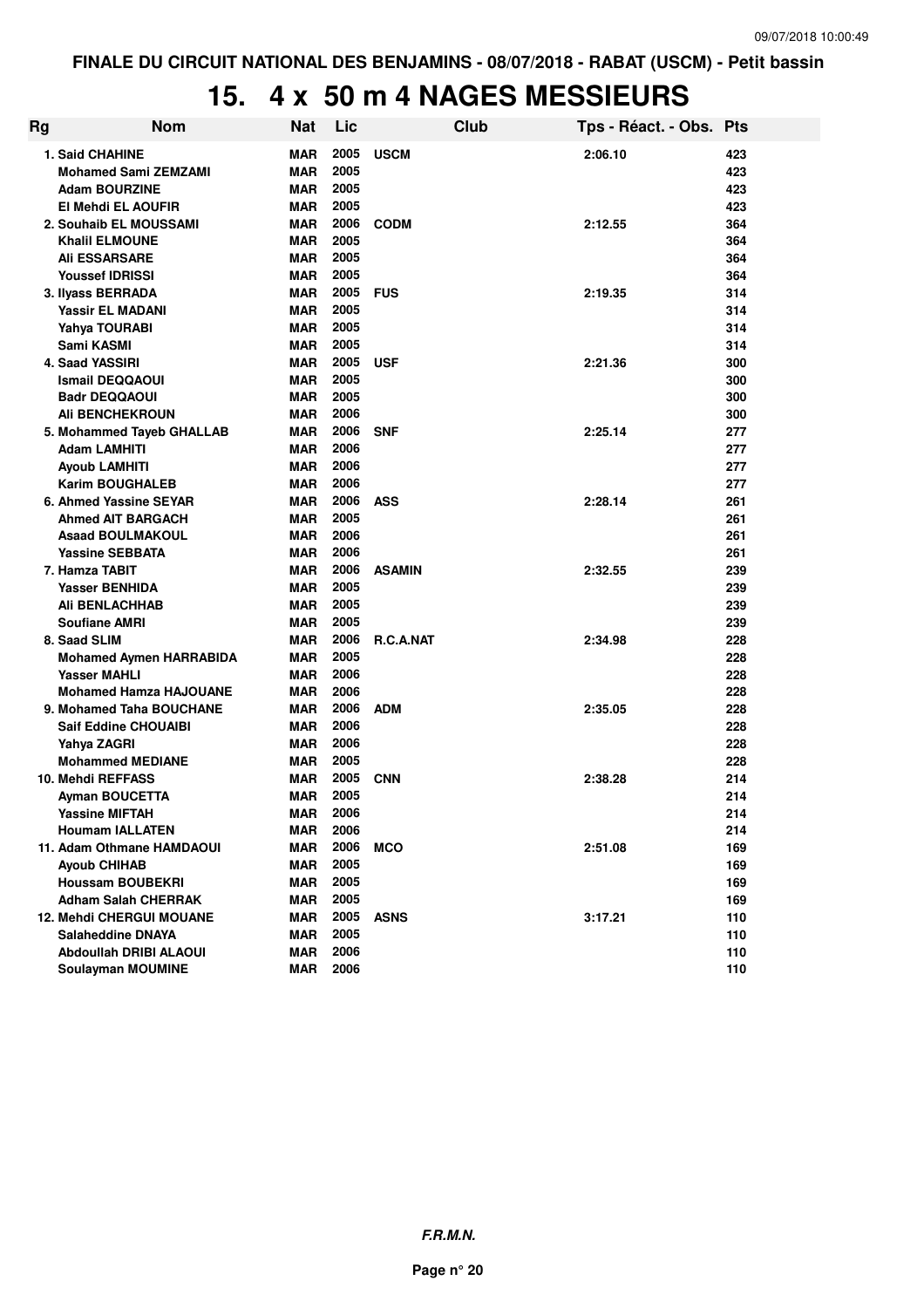FINALE DU CIRCUIT NATIONAL DES BENJAMINS - 08/07/2018 - RABAT (USCM) - Petit bassin

# 15. 4 x 50 m 4 NAGES MESSIEURS

| Rg | Nom | Nat | Lic | Club | Tps - Réact. - Obs. | Pts |
|---|---|---|---|---|---|---|
| 1. | Said CHAHINE | MAR | 2005 | USCM | 2:06.10 | 423 |
| | Mohamed Sami ZEMZAMI | MAR | 2005 | | | 423 |
| | Adam BOURZINE | MAR | 2005 | | | 423 |
| | El Mehdi EL AOUFIR | MAR | 2005 | | | 423 |
| 2. | Souhaib EL MOUSSAMI | MAR | 2006 | CODM | 2:12.55 | 364 |
| | Khalil ELMOUNE | MAR | 2005 | | | 364 |
| | Ali ESSARSARE | MAR | 2005 | | | 364 |
| | Youssef IDRISSI | MAR | 2005 | | | 364 |
| 3. | Ilyass BERRADA | MAR | 2005 | FUS | 2:19.35 | 314 |
| | Yassir EL MADANI | MAR | 2005 | | | 314 |
| | Yahya TOURABI | MAR | 2005 | | | 314 |
| | Sami KASMI | MAR | 2005 | | | 314 |
| 4. | Saad YASSIRI | MAR | 2005 | USF | 2:21.36 | 300 |
| | Ismail DEQQAOUI | MAR | 2005 | | | 300 |
| | Badr DEQQAOUI | MAR | 2005 | | | 300 |
| | Ali BENCHEKROUN | MAR | 2006 | | | 300 |
| 5. | Mohammed Tayeb GHALLAB | MAR | 2006 | SNF | 2:25.14 | 277 |
| | Adam LAMHITI | MAR | 2006 | | | 277 |
| | Ayoub LAMHITI | MAR | 2006 | | | 277 |
| | Karim BOUGHALEB | MAR | 2006 | | | 277 |
| 6. | Ahmed Yassine SEYAR | MAR | 2006 | ASS | 2:28.14 | 261 |
| | Ahmed AIT BARGACH | MAR | 2005 | | | 261 |
| | Asaad BOULMAKOUL | MAR | 2006 | | | 261 |
| | Yassine SEBBATA | MAR | 2006 | | | 261 |
| 7. | Hamza TABIT | MAR | 2006 | ASAMIN | 2:32.55 | 239 |
| | Yasser BENHIDA | MAR | 2005 | | | 239 |
| | Ali BENLACHHAB | MAR | 2005 | | | 239 |
| | Soufiane AMRI | MAR | 2005 | | | 239 |
| 8. | Saad SLIM | MAR | 2006 | R.C.A.NAT | 2:34.98 | 228 |
| | Mohamed Aymen HARRABIDA | MAR | 2005 | | | 228 |
| | Yasser MAHLI | MAR | 2006 | | | 228 |
| | Mohamed Hamza HAJOUANE | MAR | 2006 | | | 228 |
| 9. | Mohamed Taha BOUCHANE | MAR | 2006 | ADM | 2:35.05 | 228 |
| | Saif Eddine CHOUAIBI | MAR | 2006 | | | 228 |
| | Yahya ZAGRI | MAR | 2006 | | | 228 |
| | Mohammed MEDIANE | MAR | 2005 | | | 228 |
| 10. | Mehdi REFFASS | MAR | 2005 | CNN | 2:38.28 | 214 |
| | Ayman BOUCETTA | MAR | 2005 | | | 214 |
| | Yassine MIFTAH | MAR | 2006 | | | 214 |
| | Houmam IALLATEN | MAR | 2006 | | | 214 |
| 11. | Adam Othmane HAMDAOUI | MAR | 2006 | MCO | 2:51.08 | 169 |
| | Ayoub CHIHAB | MAR | 2005 | | | 169 |
| | Houssam BOUBEKRI | MAR | 2005 | | | 169 |
| | Adham Salah CHERRAK | MAR | 2005 | | | 169 |
| 12. | Mehdi CHERGUI MOUANE | MAR | 2005 | ASNS | 3:17.21 | 110 |
| | Salaheddine DNAYA | MAR | 2005 | | | 110 |
| | Abdoullah DRIBI ALAOUI | MAR | 2006 | | | 110 |
| | Soulayman MOUMINE | MAR | 2006 | | | 110 |

***F.R.M.N.***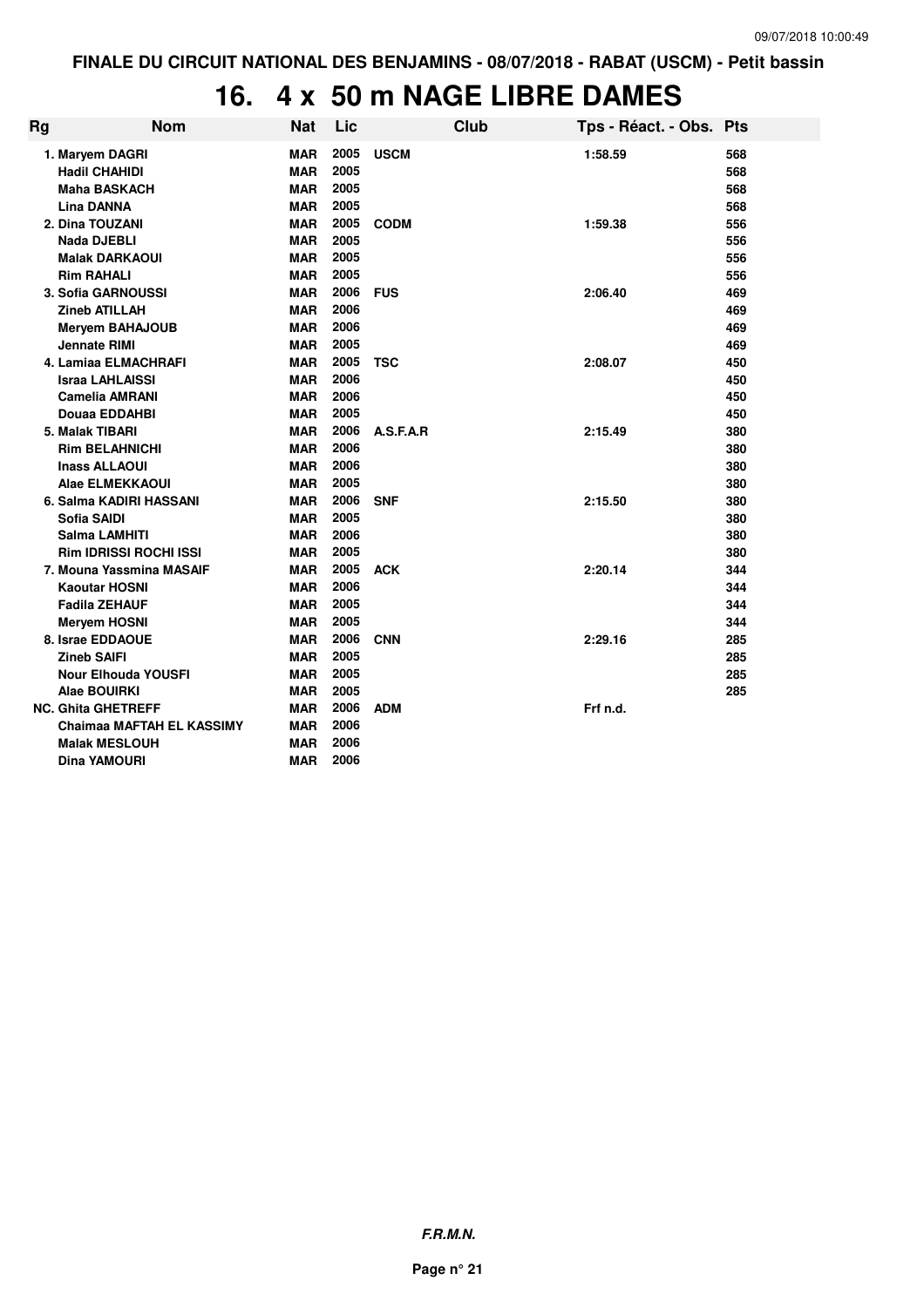FINALE DU CIRCUIT NATIONAL DES BENJAMINS - 08/07/2018 - RABAT (USCM) - Petit bassin

# 16. 4 x 50 m NAGE LIBRE DAMES

| Rg | Nom | Nat | Lic | Club | Tps - Réact. - Obs. | Pts |
|---|---|---|---|---|---|---|
| 1. | Maryem DAGRI | MAR | 2005 | USCM | 1:58.59 | 568 |
| | Hadil CHAHIDI | MAR | 2005 | | | 568 |
| | Maha BASKACH | MAR | 2005 | | | 568 |
| | Lina DANNA | MAR | 2005 | | | 568 |
| 2. | Dina TOUZANI | MAR | 2005 | CODM | 1:59.38 | 556 |
| | Nada DJEBLI | MAR | 2005 | | | 556 |
| | Malak DARKAOUI | MAR | 2005 | | | 556 |
| | Rim RAHALI | MAR | 2005 | | | 556 |
| 3. | Sofia GARNOUSSI | MAR | 2006 | FUS | 2:06.40 | 469 |
| | Zineb ATILLAH | MAR | 2006 | | | 469 |
| | Meryem BAHAJOUB | MAR | 2006 | | | 469 |
| | Jennate RIMI | MAR | 2005 | | | 469 |
| 4. | Lamiaa ELMACHRAFI | MAR | 2005 | TSC | 2:08.07 | 450 |
| | Israa LAHLAISSI | MAR | 2006 | | | 450 |
| | Camelia AMRANI | MAR | 2006 | | | 450 |
| | Douaa EDDAHBI | MAR | 2005 | | | 450 |
| 5. | Malak TIBARI | MAR | 2006 | A.S.F.A.R | 2:15.49 | 380 |
| | Rim BELAHNICHI | MAR | 2006 | | | 380 |
| | Inass ALLAOUI | MAR | 2006 | | | 380 |
| | Alae ELMEKKAOUI | MAR | 2005 | | | 380 |
| 6. | Salma KADIRI HASSANI | MAR | 2006 | SNF | 2:15.50 | 380 |
| | Sofia SAIDI | MAR | 2005 | | | 380 |
| | Salma LAMHITI | MAR | 2006 | | | 380 |
| | Rim IDRISSI ROCHI ISSI | MAR | 2005 | | | 380 |
| 7. | Mouna Yassmina MASAIF | MAR | 2005 | ACK | 2:20.14 | 344 |
| | Kaoutar HOSNI | MAR | 2006 | | | 344 |
| | Fadila ZEHAUF | MAR | 2005 | | | 344 |
| | Meryem HOSNI | MAR | 2005 | | | 344 |
| 8. | Israe EDDAOUE | MAR | 2006 | CNN | 2:29.16 | 285 |
| | Zineb SAIFI | MAR | 2005 | | | 285 |
| | Nour Elhouda YOUSFI | MAR | 2005 | | | 285 |
| | Alae BOUIRKI | MAR | 2005 | | | 285 |
| NC. | Ghita GHETREFF | MAR | 2006 | ADM | Frf n.d. | |
| | Chaimaa MAFTAH EL KASSIMY | MAR | 2006 | | | |
| | Malak MESLOUH | MAR | 2006 | | | |
| | Dina YAMOURI | MAR | 2006 | | | |